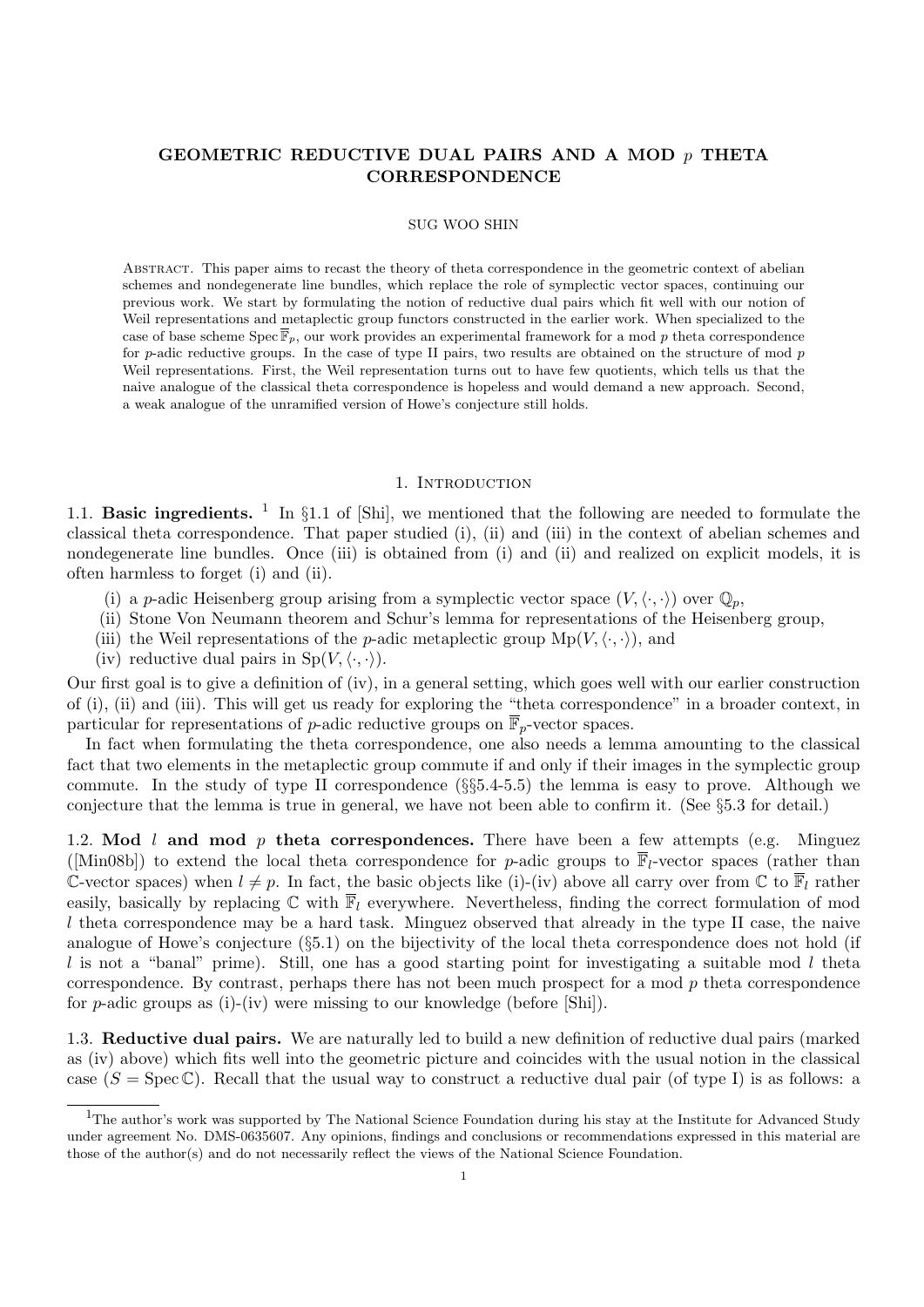# GEOMETRIC REDUCTIVE DUAL PAIRS AND A MOD $p$ THETA CORRESPONDENCE

SUG WOO SHIN

Abstract. This paper aims to recast the theory of theta correspondence in the geometric context of abelian schemes and nondegenerate line bundles, which replace the role of symplectic vector spaces, continuing our previous work. We start by formulating the notion of reductive dual pairs which fit well with our notion of Weil representations and metaplectic group functors constructed in the earlier work. When specialized to the case of base scheme $\mathrm{Spec}\,\overline{\mathbb{F}}_p$, our work provides an experimental framework for a mod $p$ theta correspondence for $p$-adic reductive groups. In the case of type II pairs, two results are obtained on the structure of mod $p$ Weil representations. First, the Weil representation turns out to have few quotients, which tells us that the naive analogue of the classical theta correspondence is hopeless and would demand a new approach. Second, a weak analogue of the unramified version of Howe's conjecture still holds.

## 1. Introduction

1.1. **Basic ingredients.** [1] In §1.1 of [Shi], we mentioned that the following are needed to formulate the classical theta correspondence. That paper studied (i), (ii) and (iii) in the context of abelian schemes and nondegenerate line bundles. Once (iii) is obtained from (i) and (ii) and realized on explicit models, it is often harmless to forget (i) and (ii).

(i) a $p$-adic Heisenberg group arising from a symplectic vector space $(V, \langle\cdot,\cdot\rangle)$ over $\mathbb{Q}_p$,
(ii) Stone Von Neumann theorem and Schur's lemma for representations of the Heisenberg group,
(iii) the Weil representations of the $p$-adic metaplectic group $\mathrm{Mp}(V, \langle\cdot,\cdot\rangle)$, and
(iv) reductive dual pairs in $\mathrm{Sp}(V, \langle\cdot,\cdot\rangle)$.

Our first goal is to give a definition of (iv), in a general setting, which goes well with our earlier construction of (i), (ii) and (iii). This will get us ready for exploring the "theta correspondence" in a broader context, in particular for representations of $p$-adic reductive groups on $\overline{\mathbb{F}}_p$-vector spaces.

In fact when formulating the theta correspondence, one also needs a lemma amounting to the classical fact that two elements in the metaplectic group commute if and only if their images in the symplectic group commute. In the study of type II correspondence (§§5.4-5.5) the lemma is easy to prove. Although we conjecture that the lemma is true in general, we have not been able to confirm it. (See §5.3 for detail.)

1.2. **Mod $l$ and mod $p$ theta correspondences.** There have been a few attempts (e.g. Minguez ([Min08b]) to extend the local theta correspondence for $p$-adic groups to $\overline{\mathbb{F}}_l$-vector spaces (rather than $\mathbb{C}$-vector spaces) when $l \neq p$. In fact, the basic objects like (i)-(iv) above all carry over from $\mathbb{C}$ to $\overline{\mathbb{F}}_l$ rather easily, basically by replacing $\mathbb{C}$ with $\overline{\mathbb{F}}_l$ everywhere. Nevertheless, finding the correct formulation of mod $l$ theta correspondence may be a hard task. Minguez observed that already in the type II case, the naive analogue of Howe's conjecture (§5.1) on the bijectivity of the local theta correspondence does not hold (if $l$ is not a "banal" prime). Still, one has a good starting point for investigating a suitable mod $l$ theta correspondence. By contrast, perhaps there has not been much prospect for a mod $p$ theta correspondence for $p$-adic groups as (i)-(iv) were missing to our knowledge (before [Shi]).

1.3. **Reductive dual pairs.** We are naturally led to build a new definition of reductive dual pairs (marked as (iv) above) which fits well into the geometric picture and coincides with the usual notion in the classical case ($S = \mathrm{Spec}\,\mathbb{C}$). Recall that the usual way to construct a reductive dual pair (of type I) is as follows: a

[1] The author's work was supported by The National Science Foundation during his stay at the Institute for Advanced Study under agreement No. DMS-0635607. Any opinions, findings and conclusions or recommendations expressed in this material are those of the author(s) and do not necessarily reflect the views of the National Science Foundation.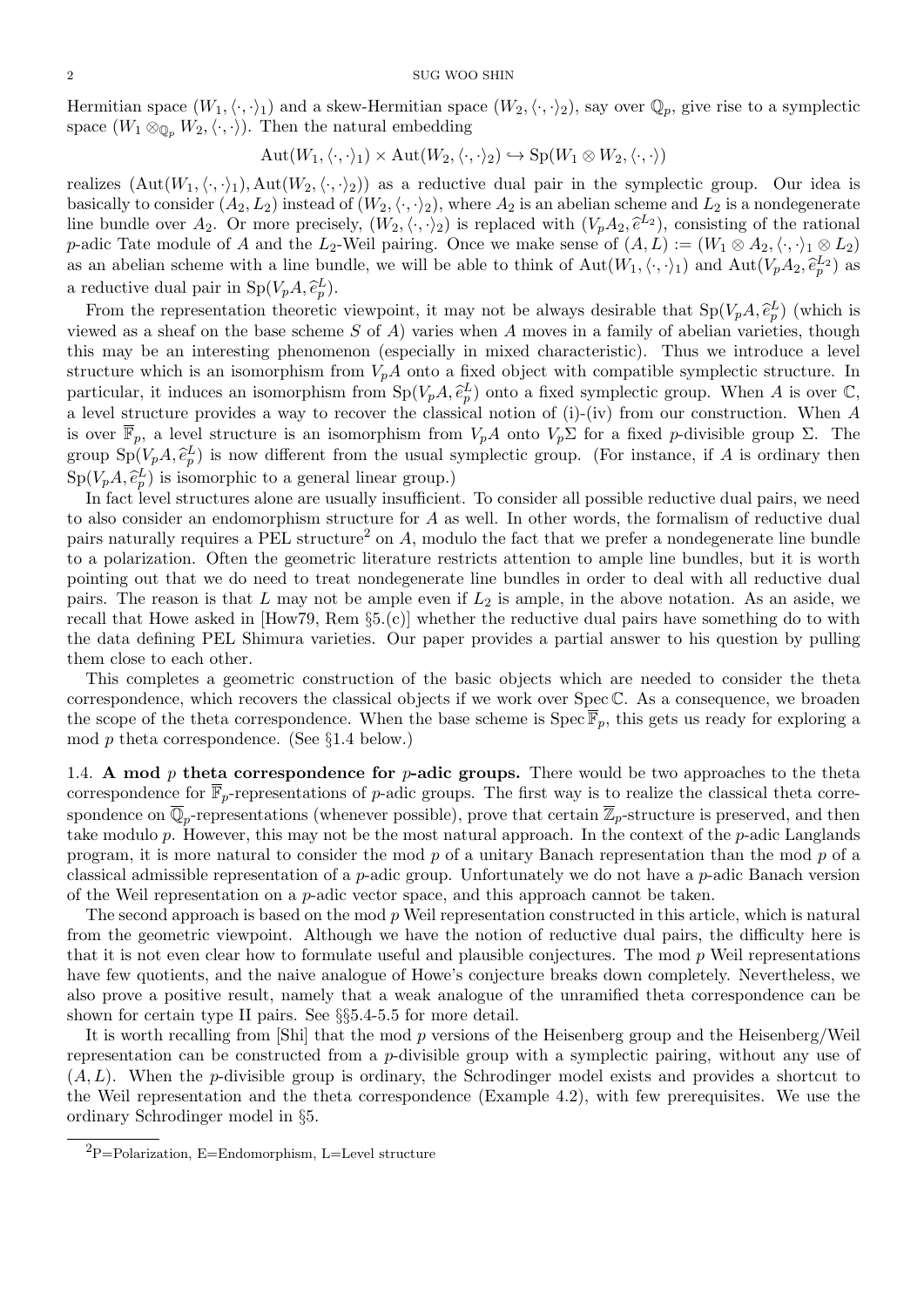Hermitian space $(W_1, \langle\cdot,\cdot\rangle_1)$ and a skew-Hermitian space $(W_2, \langle\cdot,\cdot\rangle_2)$, say over $\mathbb{Q}_p$, give rise to a symplectic space $(W_1 \otimes_{\mathbb{Q}_p} W_2, \langle\cdot,\cdot\rangle)$. Then the natural embedding

$$\mathrm{Aut}(W_1, \langle\cdot,\cdot\rangle_1) \times \mathrm{Aut}(W_2, \langle\cdot,\cdot\rangle_2) \hookrightarrow \mathrm{Sp}(W_1 \otimes W_2, \langle\cdot,\cdot\rangle)$$

realizes $(\mathrm{Aut}(W_1, \langle\cdot,\cdot\rangle_1), \mathrm{Aut}(W_2, \langle\cdot,\cdot\rangle_2))$ as a reductive dual pair in the symplectic group. Our idea is basically to consider $(A_2, L_2)$ instead of $(W_2, \langle\cdot,\cdot\rangle_2)$, where $A_2$ is an abelian scheme and $L_2$ is a nondegenerate line bundle over $A_2$. Or more precisely, $(W_2, \langle\cdot,\cdot\rangle_2)$ is replaced with $(V_pA_2, \widehat{e}^{L_2})$, consisting of the rational $p$-adic Tate module of $A$ and the $L_2$-Weil pairing. Once we make sense of $(A, L) := (W_1 \otimes A_2, \langle\cdot,\cdot\rangle_1 \otimes L_2)$ as an abelian scheme with a line bundle, we will be able to think of $\mathrm{Aut}(W_1, \langle\cdot,\cdot\rangle_1)$ and $\mathrm{Aut}(V_pA_2, \widehat{e}^{L_2}_p)$ as a reductive dual pair in $\mathrm{Sp}(V_pA, \widehat{e}^L_p)$.

From the representation theoretic viewpoint, it may not be always desirable that $\mathrm{Sp}(V_pA, \widehat{e}^L_p)$ (which is viewed as a sheaf on the base scheme $S$ of $A$) varies when $A$ moves in a family of abelian varieties, though this may be an interesting phenomenon (especially in mixed characteristic). Thus we introduce a level structure which is an isomorphism from $V_pA$ onto a fixed object with compatible symplectic structure. In particular, it induces an isomorphism from $\mathrm{Sp}(V_pA, \widehat{e}^L_p)$ onto a fixed symplectic group. When $A$ is over $\mathbb{C}$, a level structure provides a way to recover the classical notion of (i)-(iv) from our construction. When $A$ is over $\overline{\mathbb{F}}_p$, a level structure is an isomorphism from $V_pA$ onto $V_p\Sigma$ for a fixed $p$-divisible group $\Sigma$. The group $\mathrm{Sp}(V_pA, \widehat{e}^L_p)$ is now different from the usual symplectic group. (For instance, if $A$ is ordinary then $\mathrm{Sp}(V_pA, \widehat{e}^L_p)$ is isomorphic to a general linear group.)

In fact level structures alone are usually insufficient. To consider all possible reductive dual pairs, we need to also consider an endomorphism structure for $A$ as well. In other words, the formalism of reductive dual pairs naturally requires a PEL structure[2] on $A$, modulo the fact that we prefer a nondegenerate line bundle to a polarization. Often the geometric literature restricts attention to ample line bundles, but it is worth pointing out that we do need to treat nondegenerate line bundles in order to deal with all reductive dual pairs. The reason is that $L$ may not be ample even if $L_2$ is ample, in the above notation. As an aside, we recall that Howe asked in [How79, Rem §5.(c)] whether the reductive dual pairs have something do to with the data defining PEL Shimura varieties. Our paper provides a partial answer to his question by pulling them close to each other.

This completes a geometric construction of the basic objects which are needed to consider the theta correspondence, which recovers the classical objects if we work over $\mathrm{Spec}\,\mathbb{C}$. As a consequence, we broaden the scope of the theta correspondence. When the base scheme is $\mathrm{Spec}\,\overline{\mathbb{F}}_p$, this gets us ready for exploring a mod $p$ theta correspondence. (See §1.4 below.)

1.4. **A mod $p$ theta correspondence for $p$-adic groups.** There would be two approaches to the theta correspondence for $\overline{\mathbb{F}}_p$-representations of $p$-adic groups. The first way is to realize the classical theta correspondence on $\overline{\mathbb{Q}}_p$-representations (whenever possible), prove that certain $\overline{\mathbb{Z}}_p$-structure is preserved, and then take modulo $p$. However, this may not be the most natural approach. In the context of the $p$-adic Langlands program, it is more natural to consider the mod $p$ of a unitary Banach representation than the mod $p$ of a classical admissible representation of a $p$-adic group. Unfortunately we do not have a $p$-adic Banach version of the Weil representation on a $p$-adic vector space, and this approach cannot be taken.

The second approach is based on the mod $p$ Weil representation constructed in this article, which is natural from the geometric viewpoint. Although we have the notion of reductive dual pairs, the difficulty here is that it is not even clear how to formulate useful and plausible conjectures. The mod $p$ Weil representations have few quotients, and the naive analogue of Howe's conjecture breaks down completely. Nevertheless, we also prove a positive result, namely that a weak analogue of the unramified theta correspondence can be shown for certain type II pairs. See §§5.4-5.5 for more detail.

It is worth recalling from [Shi] that the mod $p$ versions of the Heisenberg group and the Heisenberg/Weil representation can be constructed from a $p$-divisible group with a symplectic pairing, without any use of $(A, L)$. When the $p$-divisible group is ordinary, the Schrodinger model exists and provides a shortcut to the Weil representation and the theta correspondence (Example 4.2), with few prerequisites. We use the ordinary Schrodinger model in §5.

[2] P=Polarization, E=Endomorphism, L=Level structure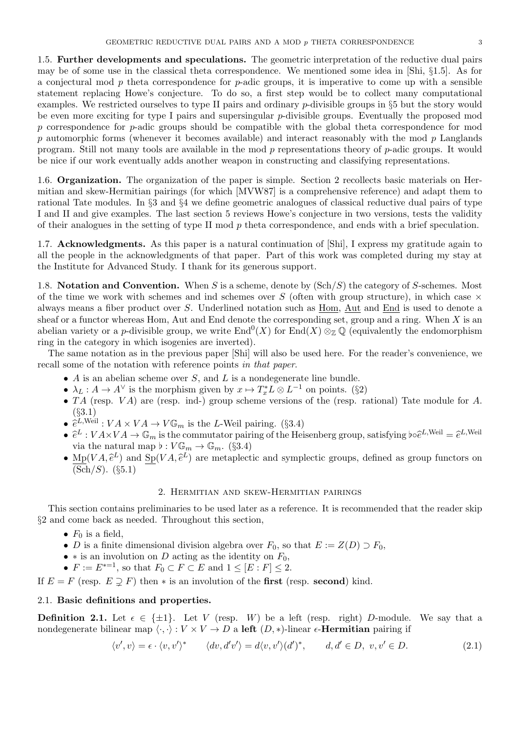1.5. **Further developments and speculations.** The geometric interpretation of the reductive dual pairs may be of some use in the classical theta correspondence. We mentioned some idea in [Shi, §1.5]. As for a conjectural mod $p$ theta correspondence for $p$-adic groups, it is imperative to come up with a sensible statement replacing Howe's conjecture. To do so, a first step would be to collect many computational examples. We restricted ourselves to type II pairs and ordinary $p$-divisible groups in §5 but the story would be even more exciting for type I pairs and supersingular $p$-divisible groups. Eventually the proposed mod $p$ correspondence for $p$-adic groups should be compatible with the global theta correspondence for mod $p$ automorphic forms (whenever it becomes available) and interact reasonably with the mod $p$ Langlands program. Still not many tools are available in the mod $p$ representations theory of $p$-adic groups. It would be nice if our work eventually adds another weapon in constructing and classifying representations.

1.6. **Organization.** The organization of the paper is simple. Section 2 recollects basic materials on Hermitian and skew-Hermitian pairings (for which [MVW87] is a comprehensive reference) and adapt them to rational Tate modules. In §3 and §4 we define geometric analogues of classical reductive dual pairs of type I and II and give examples. The last section 5 reviews Howe's conjecture in two versions, tests the validity of their analogues in the setting of type II mod $p$ theta correspondence, and ends with a brief speculation.

1.7. **Acknowledgments.** As this paper is a natural continuation of [Shi], I express my gratitude again to all the people in the acknowledgments of that paper. Part of this work was completed during my stay at the Institute for Advanced Study. I thank for its generous support.

1.8. **Notation and Convention.** When $S$ is a scheme, denote by $(\mathrm{Sch}/S)$ the category of $S$-schemes. Most of the time we work with schemes and ind schemes over $S$ (often with group structure), in which case $\times$ always means a fiber product over $S$. Underlined notation such as $\underline{\mathrm{Hom}}$, $\underline{\mathrm{Aut}}$ and $\underline{\mathrm{End}}$ is used to denote a sheaf or a functor whereas Hom, Aut and End denote the corresponding set, group and a ring. When $X$ is an abelian variety or a $p$-divisible group, we write $\mathrm{End}^0(X)$ for $\mathrm{End}(X)\otimes_{\mathbb{Z}}\mathbb{Q}$ (equivalently the endomorphism ring in the category in which isogenies are inverted).

The same notation as in the previous paper [Shi] will also be used here. For the reader's convenience, we recall some of the notation with reference points *in that paper*.

- $A$ is an abelian scheme over $S$, and $L$ is a nondegenerate line bundle.
- $\lambda_L : A \to A^\vee$ is the morphism given by $x \mapsto T_x^* L \otimes L^{-1}$ on points. (§2)
- $TA$ (resp. $VA$) are (resp. ind-) group scheme versions of the (resp. rational) Tate module for $A$. (§3.1)
- $\widehat{e}^{L,\mathrm{Weil}} : VA \times VA \to V\mathbb{G}_m$ is the $L$-Weil pairing. (§3.4)
- $\widehat{e}^{L} : VA \times VA \to \mathbb{G}_m$ is the commutator pairing of the Heisenberg group, satisfying $\flat\circ\widehat{e}^{L,\mathrm{Weil}} = \widehat{e}^{L,\mathrm{Weil}}$ via the natural map $\flat : V\mathbb{G}_m \to \mathbb{G}_m$. (§3.4)
- $\underline{\mathrm{Mp}}(VA, \widehat{e}^L)$ and $\underline{\mathrm{Sp}}(VA, \widehat{e}^L)$ are metaplectic and symplectic groups, defined as group functors on $(\mathrm{Sch}/S)$. (§5.1)

## 2. Hermitian and skew-Hermitian pairings

This section contains preliminaries to be used later as a reference. It is recommended that the reader skip §2 and come back as needed. Throughout this section,

- $F_0$ is a field,
- $D$ is a finite dimensional division algebra over $F_0$, so that $E := Z(D) \supset F_0$,
- $*$ is an involution on $D$ acting as the identity on $F_0$,
- $F := E^{*=1}$, so that $F_0 \subset F \subset E$ and $1 \le [E : F] \le 2$.

If $E = F$ (resp. $E \supsetneq F$) then $*$ is an involution of the **first** (resp. **second**) kind.

### 2.1. Basic definitions and properties.

**Definition 2.1.** Let $\epsilon \in \{\pm 1\}$. Let $V$ (resp. $W$) be a left (resp. right) $D$-module. We say that a nondegenerate bilinear map $\langle\cdot,\cdot\rangle : V \times V \to D$ a **left** $(D,*)$-linear $\epsilon$-**Hermitian** pairing if

$$\langle v', v\rangle = \epsilon \cdot \langle v, v'\rangle^* \qquad \langle dv, d'v'\rangle = d\langle v, v'\rangle (d')^*, \qquad d, d' \in D,\ v, v' \in D. \tag{2.1}$$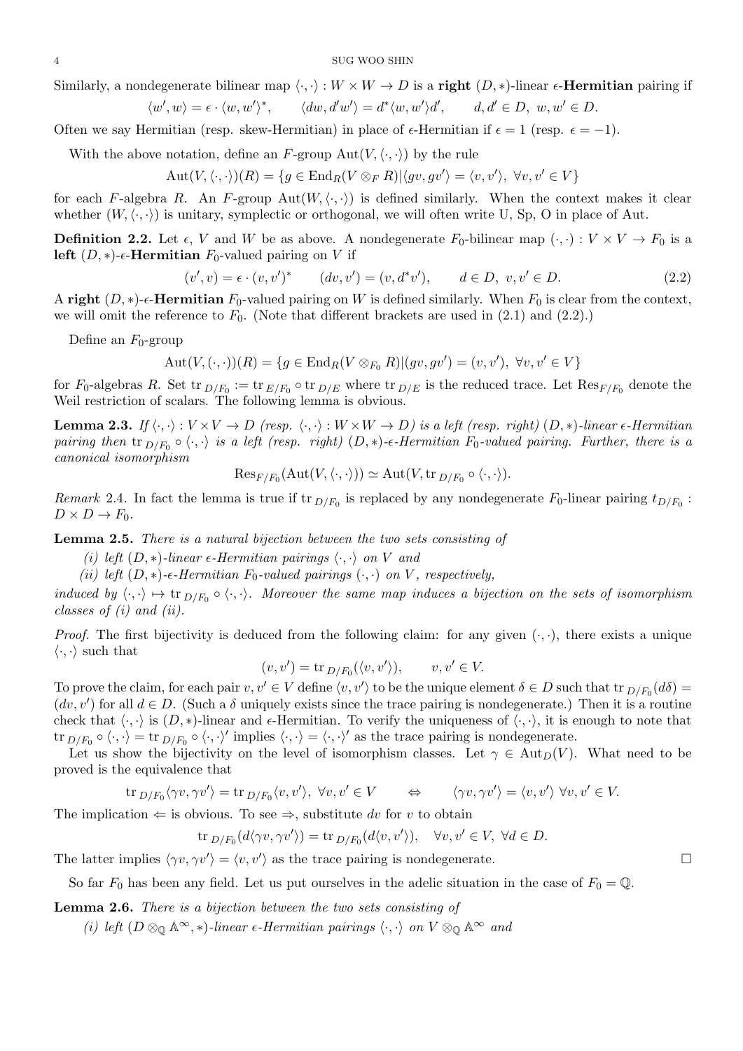Similarly, a nondegenerate bilinear map $\langle\cdot,\cdot\rangle : W \times W \to D$ is a **right** $(D,*)$-linear $\epsilon$-**Hermitian** pairing if

$$\langle w', w\rangle = \epsilon \cdot \langle w, w'\rangle^*, \qquad \langle dw, d'w'\rangle = d^*\langle w, w'\rangle d', \qquad d, d' \in D,\ w, w' \in D.$$

Often we say Hermitian (resp. skew-Hermitian) in place of $\epsilon$-Hermitian if $\epsilon = 1$ (resp. $\epsilon = -1$).

With the above notation, define an $F$-group $\mathrm{Aut}(V, \langle\cdot,\cdot\rangle)$ by the rule

$$\mathrm{Aut}(V, \langle\cdot,\cdot\rangle)(R) = \{g \in \mathrm{End}_R(V \otimes_F R) | \langle gv, gv'\rangle = \langle v, v'\rangle,\ \forall v, v' \in V\}$$

for each $F$-algebra $R$. An $F$-group $\mathrm{Aut}(W, \langle\cdot,\cdot\rangle)$ is defined similarly. When the context makes it clear whether $(W, \langle\cdot,\cdot\rangle)$ is unitary, symplectic or orthogonal, we will often write U, Sp, O in place of Aut.

**Definition 2.2.** Let $\epsilon$, $V$ and $W$ be as above. A nondegenerate $F_0$-bilinear map $(\cdot,\cdot) : V \times V \to F_0$ is a **left** $(D,*)$-$\epsilon$-**Hermitian** $F_0$-valued pairing on $V$ if

$$(v', v) = \epsilon \cdot (v, v')^* \qquad (dv, v') = (v, d^*v'), \qquad d \in D,\ v, v' \in D. \tag{2.2}$$

A **right** $(D,*)$-$\epsilon$-**Hermitian** $F_0$-valued pairing on $W$ is defined similarly. When $F_0$ is clear from the context, we will omit the reference to $F_0$. (Note that different brackets are used in (2.1) and (2.2).)

Define an $F_0$-group

$$\mathrm{Aut}(V, (\cdot,\cdot))(R) = \{g \in \mathrm{End}_R(V \otimes_{F_0} R) | (gv, gv') = (v, v'),\ \forall v, v' \in V\}$$

for $F_0$-algebras $R$. Set $\mathrm{tr}_{D/F_0} := \mathrm{tr}_{E/F_0} \circ \mathrm{tr}_{D/E}$ where $\mathrm{tr}_{D/E}$ is the reduced trace. Let $\mathrm{Res}_{F/F_0}$ denote the Weil restriction of scalars. The following lemma is obvious.

**Lemma 2.3.** *If $\langle\cdot,\cdot\rangle : V \times V \to D$ (resp. $\langle\cdot,\cdot\rangle : W \times W \to D$) is a left (resp. right) $(D,*)$-linear $\epsilon$-Hermitian pairing then $\mathrm{tr}_{D/F_0} \circ \langle\cdot,\cdot\rangle$ is a left (resp. right) $(D,*)$-$\epsilon$-Hermitian $F_0$-valued pairing. Further, there is a canonical isomorphism*

$$\mathrm{Res}_{F/F_0}(\mathrm{Aut}(V, \langle\cdot,\cdot\rangle)) \simeq \mathrm{Aut}(V, \mathrm{tr}_{D/F_0} \circ \langle\cdot,\cdot\rangle).$$

*Remark* 2.4. In fact the lemma is true if $\mathrm{tr}_{D/F_0}$ is replaced by any nondegenerate $F_0$-linear pairing $t_{D/F_0} : D \times D \to F_0$.

**Lemma 2.5.** *There is a natural bijection between the two sets consisting of*

*(i) left $(D,*)$-linear $\epsilon$-Hermitian pairings $\langle\cdot,\cdot\rangle$ on $V$ and*

*(ii) left $(D,*)$-$\epsilon$-Hermitian $F_0$-valued pairings $(\cdot,\cdot)$ on $V$, respectively,*

*induced by $\langle\cdot,\cdot\rangle \mapsto \mathrm{tr}_{D/F_0} \circ \langle\cdot,\cdot\rangle$. Moreover the same map induces a bijection on the sets of isomorphism classes of (i) and (ii).*

*Proof.* The first bijectivity is deduced from the following claim: for any given $(\cdot,\cdot)$, there exists a unique $\langle\cdot,\cdot\rangle$ such that

$$(v, v') = \mathrm{tr}_{D/F_0}(\langle v, v'\rangle), \qquad v, v' \in V.$$

To prove the claim, for each pair $v, v' \in V$ define $\langle v, v'\rangle$ to be the unique element $\delta \in D$ such that $\mathrm{tr}_{D/F_0}(d\delta) = (dv, v')$ for all $d \in D$. (Such a $\delta$ uniquely exists since the trace pairing is nondegenerate.) Then it is a routine check that $\langle\cdot,\cdot\rangle$ is $(D,*)$-linear and $\epsilon$-Hermitian. To verify the uniqueness of $\langle\cdot,\cdot\rangle$, it is enough to note that $\mathrm{tr}_{D/F_0} \circ \langle\cdot,\cdot\rangle = \mathrm{tr}_{D/F_0} \circ \langle\cdot,\cdot\rangle'$ implies $\langle\cdot,\cdot\rangle = \langle\cdot,\cdot\rangle'$ as the trace pairing is nondegenerate.

Let us show the bijectivity on the level of isomorphism classes. Let $\gamma \in \mathrm{Aut}_D(V)$. What need to be proved is the equivalence that

$$\mathrm{tr}_{D/F_0}\langle \gamma v, \gamma v'\rangle = \mathrm{tr}_{D/F_0}\langle v, v'\rangle,\ \forall v, v' \in V \qquad \Leftrightarrow \qquad \langle \gamma v, \gamma v'\rangle = \langle v, v'\rangle\ \forall v, v' \in V.$$

The implication $\Leftarrow$ is obvious. To see $\Rightarrow$, substitute $dv$ for $v$ to obtain

$$\mathrm{tr}_{D/F_0}(d\langle \gamma v, \gamma v'\rangle) = \mathrm{tr}_{D/F_0}(d\langle v, v'\rangle), \quad \forall v, v' \in V,\ \forall d \in D.$$

The latter implies $\langle \gamma v, \gamma v'\rangle = \langle v, v'\rangle$ as the trace pairing is nondegenerate. $\square$

So far $F_0$ has been any field. Let us put ourselves in the adelic situation in the case of $F_0 = \mathbb{Q}$.

**Lemma 2.6.** *There is a bijection between the two sets consisting of*

*(i) left $(D \otimes_{\mathbb{Q}} \mathbb{A}^\infty, *)$-linear $\epsilon$-Hermitian pairings $\langle\cdot,\cdot\rangle$ on $V \otimes_{\mathbb{Q}} \mathbb{A}^\infty$ and*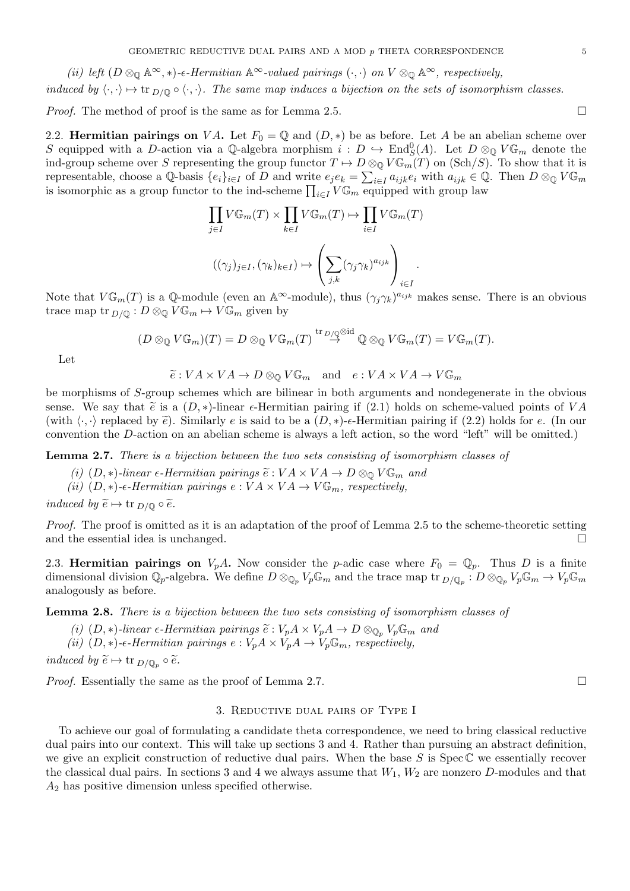*(ii) left $(D \otimes_{\mathbb{Q}} \mathbb{A}^\infty, *)$-$\epsilon$-Hermitian $\mathbb{A}^\infty$-valued pairings $(\cdot,\cdot)$ on $V \otimes_{\mathbb{Q}} \mathbb{A}^\infty$, respectively,*

*induced by $\langle \cdot,\cdot\rangle \mapsto \mathrm{tr}_{D/\mathbb{Q}} \circ \langle\cdot,\cdot\rangle$. The same map induces a bijection on the sets of isomorphism classes.*

*Proof.* The method of proof is the same as for Lemma 2.5. □

**2.2. Hermitian pairings on $VA$.** Let $F_0 = \mathbb{Q}$ and $(D, *)$ be as before. Let $A$ be an abelian scheme over $S$ equipped with a $D$-action via a $\mathbb{Q}$-algebra morphism $i : D \hookrightarrow \mathrm{End}^0_S(A)$. Let $D \otimes_{\mathbb{Q}} V\mathbb{G}_m$ denote the ind-group scheme over $S$ representing the group functor $T \mapsto D \otimes_{\mathbb{Q}} V\mathbb{G}_m(T)$ on $(\mathrm{Sch}/S)$. To show that it is representable, choose a $\mathbb{Q}$-basis $\{e_i\}_{i\in I}$ of $D$ and write $e_j e_k = \sum_{i\in I} a_{ijk} e_i$ with $a_{ijk} \in \mathbb{Q}$. Then $D \otimes_{\mathbb{Q}} V\mathbb{G}_m$ is isomorphic as a group functor to the ind-scheme $\prod_{i\in I} V\mathbb{G}_m$ equipped with group law

$$\prod_{j\in I} V\mathbb{G}_m(T) \times \prod_{k\in I} V\mathbb{G}_m(T) \mapsto \prod_{i\in I} V\mathbb{G}_m(T)$$

$$((\gamma_j)_{j\in I}, (\gamma_k)_{k\in I}) \mapsto \left( \sum_{j,k} (\gamma_j\gamma_k)^{a_{ijk}} \right)_{i\in I}.$$

Note that $V\mathbb{G}_m(T)$ is a $\mathbb{Q}$-module (even an $\mathbb{A}^\infty$-module), thus $(\gamma_j\gamma_k)^{a_{ijk}}$ makes sense. There is an obvious trace map $\mathrm{tr}_{D/\mathbb{Q}} : D \otimes_{\mathbb{Q}} V\mathbb{G}_m \mapsto V\mathbb{G}_m$ given by

$$(D \otimes_{\mathbb{Q}} V\mathbb{G}_m)(T) = D \otimes_{\mathbb{Q}} V\mathbb{G}_m(T) \overset{\mathrm{tr}_{D/\mathbb{Q}}\otimes \mathrm{id}}{\to} \mathbb{Q} \otimes_{\mathbb{Q}} V\mathbb{G}_m(T) = V\mathbb{G}_m(T).$$

Let

$$\widetilde{e} : VA \times VA \to D \otimes_{\mathbb{Q}} V\mathbb{G}_m \quad \text{and} \quad e : VA \times VA \to V\mathbb{G}_m$$

be morphisms of $S$-group schemes which are bilinear in both arguments and nondegenerate in the obvious sense. We say that $\widetilde{e}$ is a $(D,*)$-linear $\epsilon$-Hermitian pairing if (2.1) holds on scheme-valued points of $VA$ (with $\langle\cdot,\cdot\rangle$ replaced by $\widetilde{e}$). Similarly $e$ is said to be a $(D,*)$-$\epsilon$-Hermitian pairing if (2.2) holds for $e$. (In our convention the $D$-action on an abelian scheme is always a left action, so the word "left" will be omitted.)

**Lemma 2.7.** *There is a bijection between the two sets consisting of isomorphism classes of*

*(i) $(D,*)$-linear $\epsilon$-Hermitian pairings $\widetilde{e} : VA \times VA \to D \otimes_{\mathbb{Q}} V\mathbb{G}_m$ and*

*(ii) $(D,*)$-$\epsilon$-Hermitian pairings $e : VA \times VA \to V\mathbb{G}_m$, respectively,*

*induced by $\widetilde{e} \mapsto \mathrm{tr}_{D/\mathbb{Q}} \circ \widetilde{e}$.*

*Proof.* The proof is omitted as it is an adaptation of the proof of Lemma 2.5 to the scheme-theoretic setting and the essential idea is unchanged. □

**2.3. Hermitian pairings on $V_pA$.** Now consider the $p$-adic case where $F_0 = \mathbb{Q}_p$. Thus $D$ is a finite dimensional division $\mathbb{Q}_p$-algebra. We define $D \otimes_{\mathbb{Q}_p} V_p\mathbb{G}_m$ and the trace map $\mathrm{tr}_{D/\mathbb{Q}_p} : D \otimes_{\mathbb{Q}_p} V_p\mathbb{G}_m \to V_p\mathbb{G}_m$ analogously as before.

**Lemma 2.8.** *There is a bijection between the two sets consisting of isomorphism classes of*

*(i) $(D,*)$-linear $\epsilon$-Hermitian pairings $\widetilde{e} : V_pA \times V_pA \to D \otimes_{\mathbb{Q}_p} V_p\mathbb{G}_m$ and*

*(ii) $(D,*)$-$\epsilon$-Hermitian pairings $e : V_pA \times V_pA \to V_p\mathbb{G}_m$, respectively,*

*induced by $\widetilde{e} \mapsto \mathrm{tr}_{D/\mathbb{Q}_p} \circ \widetilde{e}$.*

*Proof.* Essentially the same as the proof of Lemma 2.7. □

## 3. Reductive dual pairs of Type I

To achieve our goal of formulating a candidate theta correspondence, we need to bring classical reductive dual pairs into our context. This will take up sections 3 and 4. Rather than pursuing an abstract definition, we give an explicit construction of reductive dual pairs. When the base $S$ is $\mathrm{Spec}\,\mathbb{C}$ we essentially recover the classical dual pairs. In sections 3 and 4 we always assume that $W_1$, $W_2$ are nonzero $D$-modules and that $A_2$ has positive dimension unless specified otherwise.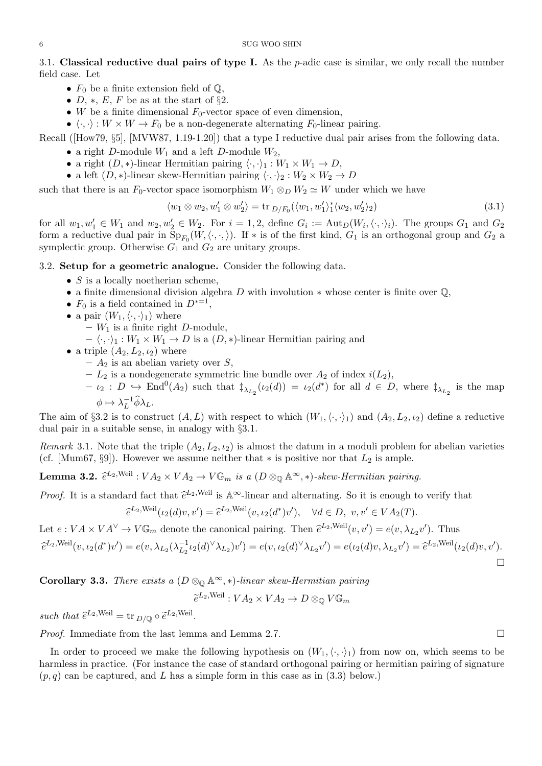3.1. **Classical reductive dual pairs of type I.** As the $p$-adic case is similar, we only recall the number field case. Let

- $F_0$ be a finite extension field of $\mathbb{Q}$,
- $D$, $*$, $E$, $F$ be as at the start of §2.
- $W$ be a finite dimensional $F_0$-vector space of even dimension,
- $\langle\cdot,\cdot\rangle : W \times W \to F_0$ be a non-degenerate alternating $F_0$-linear pairing.

Recall ([How79, §5], [MVW87, 1.19-1.20]) that a type I reductive dual pair arises from the following data.

- a right $D$-module $W_1$ and a left $D$-module $W_2$,
- a right $(D,*)$-linear Hermitian pairing $\langle\cdot,\cdot\rangle_1 : W_1 \times W_1 \to D$,
- a left $(D,*)$-linear skew-Hermitian pairing $\langle\cdot,\cdot\rangle_2 : W_2 \times W_2 \to D$

such that there is an $F_0$-vector space isomorphism $W_1 \otimes_D W_2 \simeq W$ under which we have

$$\langle w_1 \otimes w_2, w_1' \otimes w_2'\rangle = \mathrm{tr}_{D/F_0}(\langle w_1, w_1'\rangle_1^* \langle w_2, w_2'\rangle_2) \tag{3.1}$$

for all $w_1, w_1' \in W_1$ and $w_2, w_2' \in W_2$. For $i = 1, 2$, define $G_i := \mathrm{Aut}_D(W_i, \langle\cdot,\cdot\rangle_i)$. The groups $G_1$ and $G_2$ form a reductive dual pair in $\mathrm{Sp}_{F_0}(W, \langle\cdot,\cdot\rangle)$. If $*$ is of the first kind, $G_1$ is an orthogonal group and $G_2$ a symplectic group. Otherwise $G_1$ and $G_2$ are unitary groups.

3.2. **Setup for a geometric analogue.** Consider the following data.

- $S$ is a locally noetherian scheme,
- a finite dimensional division algebra $D$ with involution $*$ whose center is finite over $\mathbb{Q}$,
- $F_0$ is a field contained in $D^{*=1}$,
- a pair $(W_1, \langle\cdot,\cdot\rangle_1)$ where
  - $W_1$ is a finite right $D$-module,
  - $\langle\cdot,\cdot\rangle_1 : W_1 \times W_1 \to D$ is a $(D,*)$-linear Hermitian pairing and
- a triple $(A_2, L_2, \iota_2)$ where
  - $A_2$ is an abelian variety over $S$,
  - $L_2$ is a nondegenerate symmetric line bundle over $A_2$ of index $i(L_2)$,
  - $\iota_2 : D \hookrightarrow \mathrm{End}^0(A_2)$ such that $\ddagger_{\lambda_{L_2}}(\iota_2(d)) = \iota_2(d^*)$ for all $d \in D$, where $\ddagger_{\lambda_{L_2}}$ is the map $\phi \mapsto \lambda_L^{-1}\widehat{\phi}\lambda_L$.

The aim of §3.2 is to construct $(A, L)$ with respect to which $(W_1, \langle\cdot,\cdot\rangle_1)$ and $(A_2, L_2, \iota_2)$ define a reductive dual pair in a suitable sense, in analogy with §3.1.

*Remark* 3.1. Note that the triple $(A_2, L_2, \iota_2)$ is almost the datum in a moduli problem for abelian varieties (cf. [Mum67, §9]). However we assume neither that $*$ is positive nor that $L_2$ is ample.

**Lemma 3.2.** *$\widehat{e}^{L_2,\mathrm{Weil}} : VA_2 \times VA_2 \to V\mathbb{G}_m$ is a $(D \otimes_{\mathbb{Q}} \mathbb{A}^\infty, *)$-skew-Hermitian pairing.*

*Proof.* It is a standard fact that $\widehat{e}^{L_2,\mathrm{Weil}}$ is $\mathbb{A}^\infty$-linear and alternating. So it is enough to verify that

$$\widehat{e}^{L_2,\mathrm{Weil}}(\iota_2(d)v, v') = \widehat{e}^{L_2,\mathrm{Weil}}(v, \iota_2(d^*)v'), \quad \forall d \in D,\ v, v' \in VA_2(T).$$

Let $e : VA \times VA^\vee \to V\mathbb{G}_m$ denote the canonical pairing. Then $\widehat{e}^{L_2,\mathrm{Weil}}(v, v') = e(v, \lambda_{L_2}v')$. Thus

$$\widehat{e}^{L_2,\mathrm{Weil}}(v, \iota_2(d^*)v') = e(v, \lambda_{L_2}(\lambda_{L_2}^{-1}\iota_2(d)^\vee\lambda_{L_2})v') = e(v, \iota_2(d)^\vee\lambda_{L_2}v') = e(\iota_2(d)v, \lambda_{L_2}v') = \widehat{e}^{L_2,\mathrm{Weil}}(\iota_2(d)v, v').$$

$\square$

**Corollary 3.3.** *There exists a $(D \otimes_{\mathbb{Q}} \mathbb{A}^\infty, *)$-linear skew-Hermitian pairing*

$$\widetilde{e}^{L_2,\mathrm{Weil}} : VA_2 \times VA_2 \to D \otimes_{\mathbb{Q}} V\mathbb{G}_m$$

*such that $\widehat{e}^{L_2,\mathrm{Weil}} = \mathrm{tr}_{D/\mathbb{Q}} \circ \widetilde{e}^{L_2,\mathrm{Weil}}$.*

*Proof.* Immediate from the last lemma and Lemma 2.7. $\square$

In order to proceed we make the following hypothesis on $(W_1, \langle\cdot,\cdot\rangle_1)$ from now on, which seems to be harmless in practice. (For instance the case of standard orthogonal pairing or hermitian pairing of signature $(p, q)$ can be captured, and $L$ has a simple form in this case as in (3.3) below.)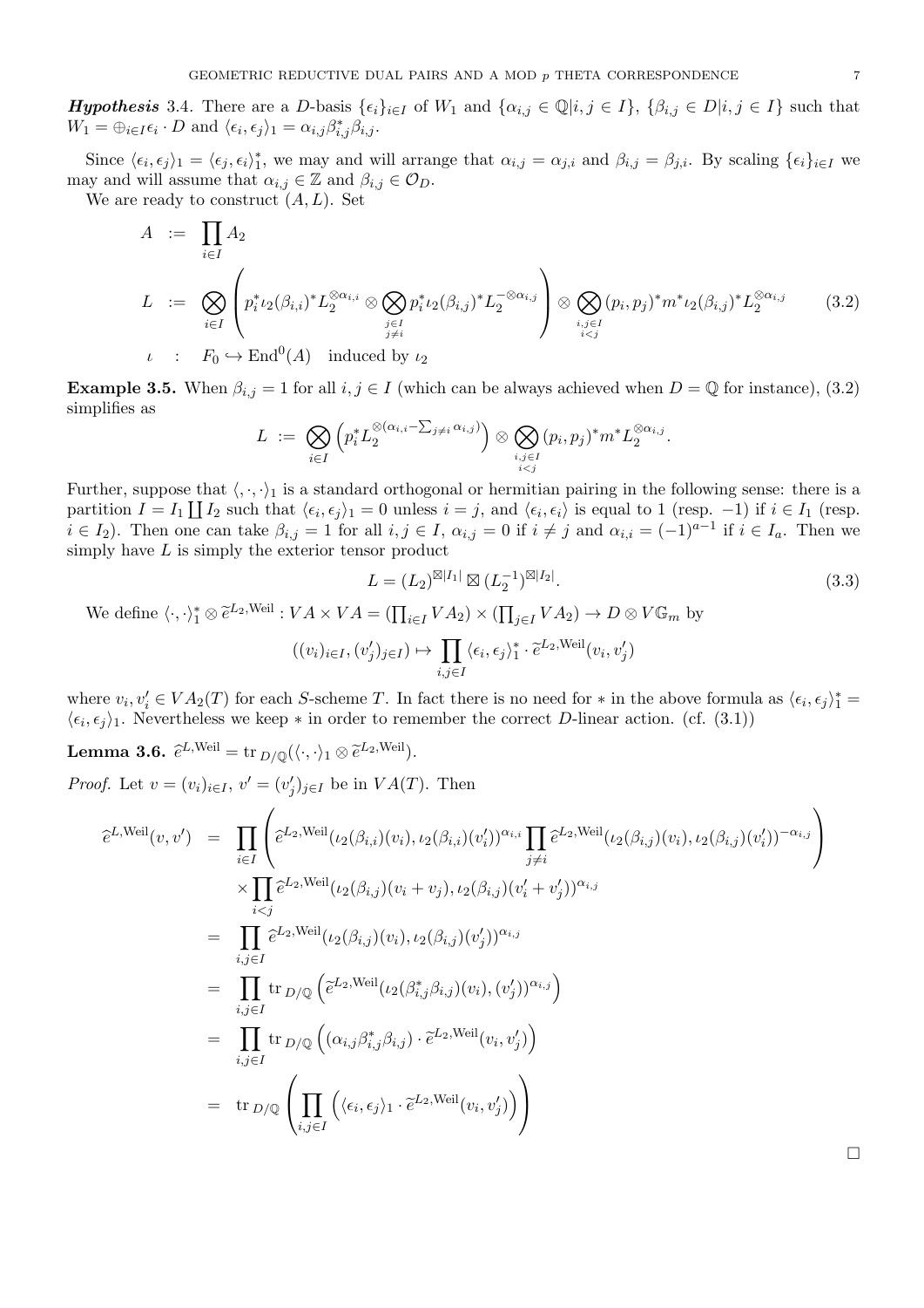***Hypothesis*** 3.4. There are a $D$-basis $\{\epsilon_i\}_{i\in I}$ of $W_1$ and $\{\alpha_{i,j}\in\mathbb{Q}|i,j\in I\}$, $\{\beta_{i,j}\in D|i,j\in I\}$ such that $W_1=\oplus_{i\in I}\epsilon_i\cdot D$ and $\langle\epsilon_i,\epsilon_j\rangle_1=\alpha_{i,j}\beta_{i,j}^*\beta_{i,j}$.

Since $\langle\epsilon_i,\epsilon_j\rangle_1=\langle\epsilon_j,\epsilon_i\rangle_1^*$, we may and will arrange that $\alpha_{i,j}=\alpha_{j,i}$ and $\beta_{i,j}=\beta_{j,i}$. By scaling $\{\epsilon_i\}_{i\in I}$ we may and will assume that $\alpha_{i,j}\in\mathbb{Z}$ and $\beta_{i,j}\in\mathcal{O}_D$.

We are ready to construct $(A,L)$. Set

$$
\begin{aligned}
A &:= \prod_{i\in I}A_2\\
L &:= \bigotimes_{i\in I}\left(p_i^*\iota_2(\beta_{i,i})^*L_2^{\otimes\alpha_{i,i}}\otimes\bigotimes_{\substack{j\in I\\ j\neq i}}p_i^*\iota_2(\beta_{i,j})^*L_2^{-\otimes\alpha_{i,j}}\right)\otimes\bigotimes_{\substack{i,j\in I\\ i<j}}(p_i,p_j)^*m^*\iota_2(\beta_{i,j})^*L_2^{\otimes\alpha_{i,j}} \qquad (3.2)\\
\iota &: F_0\hookrightarrow \mathrm{End}^0(A)\quad\text{induced by }\iota_2
\end{aligned}
$$

**Example 3.5.** When $\beta_{i,j}=1$ for all $i,j\in I$ (which can be always achieved when $D=\mathbb{Q}$ for instance), (3.2) simplifies as

$$
L := \bigotimes_{i\in I}\left(p_i^*L_2^{\otimes(\alpha_{i,i}-\sum_{j\neq i}\alpha_{i,j})}\right)\otimes\bigotimes_{\substack{i,j\in I\\ i<j}}(p_i,p_j)^*m^*L_2^{\otimes\alpha_{i,j}}.
$$

Further, suppose that $\langle\cdot,\cdot\rangle_1$ is a standard orthogonal or hermitian pairing in the following sense: there is a partition $I=I_1\coprod I_2$ such that $\langle\epsilon_i,\epsilon_j\rangle_1=0$ unless $i=j$, and $\langle\epsilon_i,\epsilon_i\rangle$ is equal to 1 (resp. $-1$) if $i\in I_1$ (resp. $i\in I_2$). Then one can take $\beta_{i,j}=1$ for all $i,j\in I$, $\alpha_{i,j}=0$ if $i\neq j$ and $\alpha_{i,i}=(-1)^{a-1}$ if $i\in I_a$. Then we simply have $L$ is simply the exterior tensor product

$$
L=(L_2)^{\boxtimes|I_1|}\boxtimes(L_2^{-1})^{\boxtimes|I_2|}. \qquad (3.3)
$$

We define $\langle\cdot,\cdot\rangle_1^*\otimes\widetilde{e}^{L_2,\mathrm{Weil}}:VA\times VA=(\prod_{i\in I}VA_2)\times(\prod_{j\in I}VA_2)\to D\otimes V\mathbb{G}_m$ by

$$
((v_i)_{i\in I},(v_j')_{j\in I})\mapsto\prod_{i,j\in I}\langle\epsilon_i,\epsilon_j\rangle_1^*\cdot\widetilde{e}^{L_2,\mathrm{Weil}}(v_i,v_j')
$$

where $v_i,v_i'\in VA_2(T)$ for each $S$-scheme $T$. In fact there is no need for $*$ in the above formula as $\langle\epsilon_i,\epsilon_j\rangle_1^*=\langle\epsilon_i,\epsilon_j\rangle_1$. Nevertheless we keep $*$ in order to remember the correct $D$-linear action. (cf. (3.1))

**Lemma 3.6.** $\widehat{e}^{L,\mathrm{Weil}}=\mathrm{tr}_{D/\mathbb{Q}}(\langle\cdot,\cdot\rangle_1\otimes\widetilde{e}^{L_2,\mathrm{Weil}})$.

*Proof.* Let $v=(v_i)_{i\in I}$, $v'=(v_j')_{j\in I}$ be in $VA(T)$. Then

$$
\begin{aligned}
\widehat{e}^{L,\mathrm{Weil}}(v,v') &= \prod_{i\in I}\left(\widehat{e}^{L_2,\mathrm{Weil}}(\iota_2(\beta_{i,i})(v_i),\iota_2(\beta_{i,i})(v_i'))^{\alpha_{i,i}}\prod_{j\neq i}\widehat{e}^{L_2,\mathrm{Weil}}(\iota_2(\beta_{i,j})(v_i),\iota_2(\beta_{i,j})(v_i'))^{-\alpha_{i,j}}\right)\\
&\quad\times\prod_{i<j}\widehat{e}^{L_2,\mathrm{Weil}}(\iota_2(\beta_{i,j})(v_i+v_j),\iota_2(\beta_{i,j})(v_i'+v_j'))^{\alpha_{i,j}}\\
&= \prod_{i,j\in I}\widehat{e}^{L_2,\mathrm{Weil}}(\iota_2(\beta_{i,j})(v_i),\iota_2(\beta_{i,j})(v_j'))^{\alpha_{i,j}}\\
&= \prod_{i,j\in I}\mathrm{tr}_{D/\mathbb{Q}}\left(\widetilde{e}^{L_2,\mathrm{Weil}}(\iota_2(\beta_{i,j}^*\beta_{i,j})(v_i),(v_j'))^{\alpha_{i,j}}\right)\\
&= \prod_{i,j\in I}\mathrm{tr}_{D/\mathbb{Q}}\left((\alpha_{i,j}\beta_{i,j}^*\beta_{i,j})\cdot\widetilde{e}^{L_2,\mathrm{Weil}}(v_i,v_j')\right)\\
&= \mathrm{tr}_{D/\mathbb{Q}}\left(\prod_{i,j\in I}\left(\langle\epsilon_i,\epsilon_j\rangle_1\cdot\widetilde{e}^{L_2,\mathrm{Weil}}(v_i,v_j')\right)\right)
\end{aligned}
$$

$\square$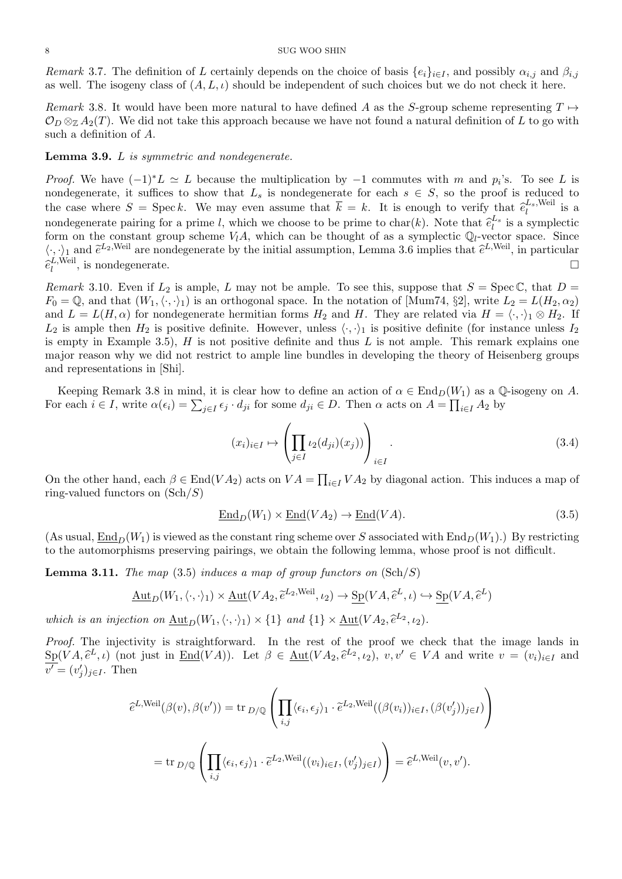*Remark* 3.7. The definition of $L$ certainly depends on the choice of basis $\{e_i\}_{i\in I}$, and possibly $\alpha_{i,j}$ and $\beta_{i,j}$ as well. The isogeny class of $(A, L, \iota)$ should be independent of such choices but we do not check it here.

*Remark* 3.8. It would have been more natural to have defined $A$ as the $S$-group scheme representing $T \mapsto \mathcal{O}_D \otimes_{\mathbb{Z}} A_2(T)$. We did not take this approach because we have not found a natural definition of $L$ to go with such a definition of $A$.

**Lemma 3.9.** *$L$ is symmetric and nondegenerate.*

*Proof.* We have $(-1)^*L \simeq L$ because the multiplication by $-1$ commutes with $m$ and $p_i$'s. To see $L$ is nondegenerate, it suffices to show that $L_s$ is nondegenerate for each $s \in S$, so the proof is reduced to the case where $S = \operatorname{Spec} k$. We may even assume that $\overline{k} = k$. It is enough to verify that $\widehat{e}_l^{L_s,\mathrm{Weil}}$ is a nondegenerate pairing for a prime $l$, which we choose to be prime to $\mathrm{char}(k)$. Note that $\widehat{e}_l^{L_s}$ is a symplectic form on the constant group scheme $V_lA$, which can be thought of as a symplectic $\mathbb{Q}_l$-vector space. Since $\langle\cdot,\cdot\rangle_1$ and $\widetilde{e}^{L_2,\mathrm{Weil}}$ are nondegenerate by the initial assumption, Lemma 3.6 implies that $\widehat{e}^{L,\mathrm{Weil}}$, in particular $\widehat{e}_l^{L,\mathrm{Weil}}$, is nondegenerate. $\square$

*Remark* 3.10. Even if $L_2$ is ample, $L$ may not be ample. To see this, suppose that $S = \operatorname{Spec} \mathbb{C}$, that $D = F_0 = \mathbb{Q}$, and that $(W_1, \langle\cdot,\cdot\rangle_1)$ is an orthogonal space. In the notation of [Mum74, §2], write $L_2 = L(H_2, \alpha_2)$ and $L = L(H, \alpha)$ for nondegenerate hermitian forms $H_2$ and $H$. They are related via $H = \langle\cdot,\cdot\rangle_1 \otimes H_2$. If $L_2$ is ample then $H_2$ is positive definite. However, unless $\langle\cdot,\cdot\rangle_1$ is positive definite (for instance unless $I_2$ is empty in Example 3.5), $H$ is not positive definite and thus $L$ is not ample. This remark explains one major reason why we did not restrict to ample line bundles in developing the theory of Heisenberg groups and representations in [Shi].

Keeping Remark 3.8 in mind, it is clear how to define an action of $\alpha \in \operatorname{End}_D(W_1)$ as a $\mathbb{Q}$-isogeny on $A$. For each $i \in I$, write $\alpha(\epsilon_i) = \sum_{j\in I} \epsilon_j \cdot d_{ji}$ for some $d_{ji} \in D$. Then $\alpha$ acts on $A = \prod_{i\in I} A_2$ by

$$(x_i)_{i\in I} \mapsto \left(\prod_{j\in I} \iota_2(d_{ji})(x_j)\right)_{i\in I}. \tag{3.4}$$

On the other hand, each $\beta \in \operatorname{End}(VA_2)$ acts on $VA = \prod_{i\in I} VA_2$ by diagonal action. This induces a map of ring-valued functors on $(\mathrm{Sch}/S)$

$$\underline{\operatorname{End}}_D(W_1) \times \underline{\operatorname{End}}(VA_2) \to \underline{\operatorname{End}}(VA). \tag{3.5}$$

(As usual, $\underline{\operatorname{End}}_D(W_1)$ is viewed as the constant ring scheme over $S$ associated with $\operatorname{End}_D(W_1)$.) By restricting to the automorphisms preserving pairings, we obtain the following lemma, whose proof is not difficult.

**Lemma 3.11.** *The map* (3.5) *induces a map of group functors on* $(\mathrm{Sch}/S)$

$$\underline{\operatorname{Aut}}_D(W_1, \langle\cdot,\cdot\rangle_1) \times \underline{\operatorname{Aut}}(VA_2, \widetilde{e}^{L_2,\mathrm{Weil}}, \iota_2) \to \underline{\operatorname{Sp}}(VA, \widehat{e}^{L}, \iota) \hookrightarrow \underline{\operatorname{Sp}}(VA, \widehat{e}^{L})$$

*which is an injection on* $\underline{\operatorname{Aut}}_D(W_1, \langle\cdot,\cdot\rangle_1) \times \{1\}$ *and* $\{1\} \times \underline{\operatorname{Aut}}(VA_2, \widehat{e}^{L_2}, \iota_2)$.

*Proof.* The injectivity is straightforward. In the rest of the proof we check that the image lands in $\underline{\operatorname{Sp}}(VA, \widehat{e}^L, \iota)$ (not just in $\underline{\operatorname{End}}(VA)$). Let $\beta \in \underline{\operatorname{Aut}}(VA_2, \widehat{e}^{L_2}, \iota_2)$, $v, v' \in VA$ and write $v = (v_i)_{i\in I}$ and $v' = (v'_j)_{j\in I}$. Then

$$\widehat{e}^{L,\mathrm{Weil}}(\beta(v), \beta(v')) = \operatorname{tr}_{D/\mathbb{Q}}\left(\prod_{i,j} \langle \epsilon_i, \epsilon_j\rangle_1 \cdot \widetilde{e}^{L_2,\mathrm{Weil}}((\beta(v_i))_{i\in I}, (\beta(v'_j))_{j\in I})\right)$$

$$= \operatorname{tr}_{D/\mathbb{Q}}\left(\prod_{i,j} \langle \epsilon_i, \epsilon_j\rangle_1 \cdot \widetilde{e}^{L_2,\mathrm{Weil}}((v_i)_{i\in I}, (v'_j)_{j\in I})\right) = \widehat{e}^{L,\mathrm{Weil}}(v, v').$$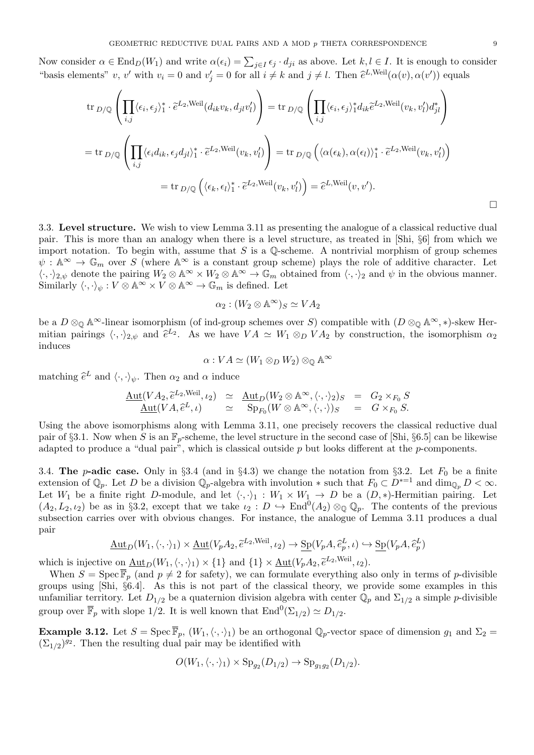Now consider $\alpha \in \mathrm{End}_D(W_1)$ and write $\alpha(\epsilon_i) = \sum_{j \in I} \epsilon_j \cdot d_{ji}$ as above. Let $k, l \in I$. It is enough to consider "basis elements" $v$, $v'$ with $v_i = 0$ and $v'_j = 0$ for all $i \neq k$ and $j \neq l$. Then $\widehat{e}^{L,\mathrm{Weil}}(\alpha(v), \alpha(v'))$ equals

$$\mathrm{tr}_{D/\mathbb{Q}}\left(\prod_{i,j} \langle \epsilon_i, \epsilon_j \rangle_1^* \cdot \widetilde{e}^{L_2,\mathrm{Weil}}(d_{ik}v_k, d_{jl}v'_l)\right) = \mathrm{tr}_{D/\mathbb{Q}}\left(\prod_{i,j} \langle \epsilon_i, \epsilon_j \rangle_1^* d_{ik} \widetilde{e}^{L_2,\mathrm{Weil}}(v_k, v'_l) d_{jl}^*\right)$$

$$= \mathrm{tr}_{D/\mathbb{Q}}\left(\prod_{i,j} \langle \epsilon_i d_{ik}, \epsilon_j d_{jl} \rangle_1^* \cdot \widetilde{e}^{L_2,\mathrm{Weil}}(v_k, v'_l)\right) = \mathrm{tr}_{D/\mathbb{Q}}\left(\langle \alpha(\epsilon_k), \alpha(\epsilon_l) \rangle_1^* \cdot \widetilde{e}^{L_2,\mathrm{Weil}}(v_k, v'_l)\right)$$

$$= \mathrm{tr}_{D/\mathbb{Q}}\left(\langle \epsilon_k, \epsilon_l \rangle_1^* \cdot \widetilde{e}^{L_2,\mathrm{Weil}}(v_k, v'_l)\right) = \widehat{e}^{L,\mathrm{Weil}}(v, v').$$

□

**3.3. Level structure.** We wish to view Lemma 3.11 as presenting the analogue of a classical reductive dual pair. This is more than an analogy when there is a level structure, as treated in [Shi, §6] from which we import notation. To begin with, assume that $S$ is a $\mathbb{Q}$-scheme. A nontrivial morphism of group schemes $\psi : \mathbb{A}^\infty \to \mathbb{G}_m$ over $S$ (where $\mathbb{A}^\infty$ is a constant group scheme) plays the role of additive character. Let $\langle \cdot, \cdot \rangle_{2,\psi}$ denote the pairing $W_2 \otimes \mathbb{A}^\infty \times W_2 \otimes \mathbb{A}^\infty \to \mathbb{G}_m$ obtained from $\langle \cdot, \cdot \rangle_2$ and $\psi$ in the obvious manner. Similarly $\langle \cdot, \cdot \rangle_\psi : V \otimes \mathbb{A}^\infty \times V \otimes \mathbb{A}^\infty \to \mathbb{G}_m$ is defined. Let

$$\alpha_2 : (W_2 \otimes \mathbb{A}^\infty)_S \simeq VA_2$$

be a $D \otimes_{\mathbb{Q}} \mathbb{A}^\infty$-linear isomorphism (of ind-group schemes over $S$) compatible with $(D \otimes_{\mathbb{Q}} \mathbb{A}^\infty, *)$-skew Hermitian pairings $\langle \cdot, \cdot \rangle_{2,\psi}$ and $\widehat{e}^{L_2}$. As we have $VA \simeq W_1 \otimes_D VA_2$ by construction, the isomorphism $\alpha_2$ induces

$$\alpha : VA \simeq (W_1 \otimes_D W_2) \otimes_{\mathbb{Q}} \mathbb{A}^\infty$$

matching $\widehat{e}^L$ and $\langle \cdot, \cdot \rangle_\psi$. Then $\alpha_2$ and $\alpha$ induce

$$\begin{array}{rcccl} \underline{\mathrm{Aut}}(VA_2, \widetilde{e}^{L_2,\mathrm{Weil}}, \iota_2) & \simeq & \underline{\mathrm{Aut}}_D(W_2 \otimes \mathbb{A}^\infty, \langle \cdot, \cdot \rangle_2)_S & = & G_2 \times_{F_0} S \\ \underline{\mathrm{Aut}}(VA, \widehat{e}^L, \iota) & \simeq & \mathrm{Sp}_{F_0}(W \otimes \mathbb{A}^\infty, \langle \cdot, \cdot \rangle)_S & = & G \times_{F_0} S. \end{array}$$

Using the above isomorphisms along with Lemma 3.11, one precisely recovers the classical reductive dual pair of §3.1. Now when $S$ is an $\mathbb{F}_p$-scheme, the level structure in the second case of [Shi, §6.5] can be likewise adapted to produce a "dual pair", which is classical outside $p$ but looks different at the $p$-components.

**3.4. The $p$-adic case.** Only in §3.4 (and in §4.3) we change the notation from §3.2. Let $F_0$ be a finite extension of $\mathbb{Q}_p$. Let $D$ be a division $\mathbb{Q}_p$-algebra with involution $*$ such that $F_0 \subset D^{*=1}$ and $\dim_{\mathbb{Q}_p} D < \infty$. Let $W_1$ be a finite right $D$-module, and let $\langle \cdot, \cdot \rangle_1 : W_1 \times W_1 \to D$ be a $(D, *)$-Hermitian pairing. Let $(A_2, L_2, \iota_2)$ be as in §3.2, except that we take $\iota_2 : D \hookrightarrow \mathrm{End}^0(A_2) \otimes_{\mathbb{Q}} \mathbb{Q}_p$. The contents of the previous subsection carries over with obvious changes. For instance, the analogue of Lemma 3.11 produces a dual pair

$$\underline{\mathrm{Aut}}_D(W_1, \langle \cdot, \cdot \rangle_1) \times \underline{\mathrm{Aut}}(V_pA_2, \widetilde{e}^{L_2,\mathrm{Weil}}, \iota_2) \to \underline{\mathrm{Sp}}(V_pA, \widehat{e}^L_p, \iota) \hookrightarrow \underline{\mathrm{Sp}}(V_pA, \widehat{e}^L_p)$$

which is injective on $\underline{\mathrm{Aut}}_D(W_1, \langle \cdot, \cdot \rangle_1) \times \{1\}$ and $\{1\} \times \underline{\mathrm{Aut}}(V_pA_2, \widetilde{e}^{L_2,\mathrm{Weil}}, \iota_2)$.

When $S = \mathrm{Spec}\, \overline{\mathbb{F}}_p$ (and $p \neq 2$ for safety), we can formulate everything also only in terms of $p$-divisible groups using [Shi, §6.4]. As this is not part of the classical theory, we provide some examples in this unfamiliar territory. Let $D_{1/2}$ be a quaternion division algebra with center $\mathbb{Q}_p$ and $\Sigma_{1/2}$ a simple $p$-divisible group over $\overline{\mathbb{F}}_p$ with slope $1/2$. It is well known that $\mathrm{End}^0(\Sigma_{1/2}) \simeq D_{1/2}$.

**Example 3.12.** Let $S = \mathrm{Spec}\, \overline{\mathbb{F}}_p$, $(W_1, \langle \cdot, \cdot \rangle_1)$ be an orthogonal $\mathbb{Q}_p$-vector space of dimension $g_1$ and $\Sigma_2 = (\Sigma_{1/2})^{g_2}$. Then the resulting dual pair may be identified with

$$O(W_1, \langle \cdot, \cdot \rangle_1) \times \mathrm{Sp}_{g_2}(D_{1/2}) \to \mathrm{Sp}_{g_1 g_2}(D_{1/2}).$$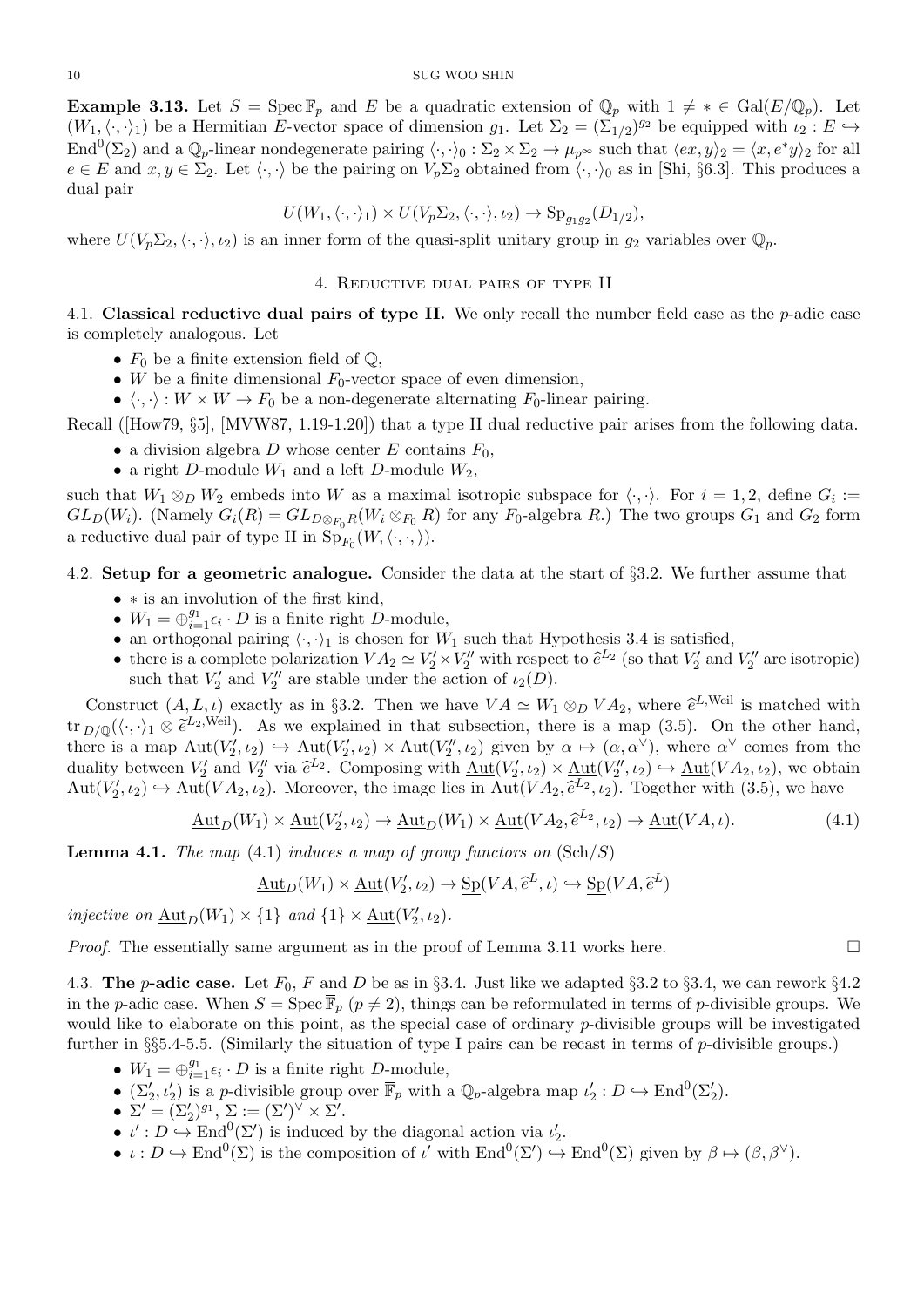**Example 3.13.** Let $S = \operatorname{Spec} \overline{\mathbb{F}}_p$ and $E$ be a quadratic extension of $\mathbb{Q}_p$ with $1 \neq * \in \mathrm{Gal}(E/\mathbb{Q}_p)$. Let $(W_1, \langle \cdot, \cdot \rangle_1)$ be a Hermitian $E$-vector space of dimension $g_1$. Let $\Sigma_2 = (\Sigma_{1/2})^{g_2}$ be equipped with $\iota_2 : E \hookrightarrow \mathrm{End}^0(\Sigma_2)$ and a $\mathbb{Q}_p$-linear nondegenerate pairing $\langle \cdot, \cdot \rangle_0 : \Sigma_2 \times \Sigma_2 \to \mu_{p^\infty}$ such that $\langle ex, y \rangle_2 = \langle x, e^* y \rangle_2$ for all $e \in E$ and $x, y \in \Sigma_2$. Let $\langle \cdot, \cdot \rangle$ be the pairing on $V_p \Sigma_2$ obtained from $\langle \cdot, \cdot \rangle_0$ as in [Shi, §6.3]. This produces a dual pair

$$U(W_1, \langle \cdot, \cdot \rangle_1) \times U(V_p \Sigma_2, \langle \cdot, \cdot \rangle, \iota_2) \to \mathrm{Sp}_{g_1 g_2}(D_{1/2}),$$

where $U(V_p \Sigma_2, \langle \cdot, \cdot \rangle, \iota_2)$ is an inner form of the quasi-split unitary group in $g_2$ variables over $\mathbb{Q}_p$.

## 4. Reductive dual pairs of type II

**4.1. Classical reductive dual pairs of type II.** We only recall the number field case as the $p$-adic case is completely analogous. Let

- $F_0$ be a finite extension field of $\mathbb{Q}$,
- $W$ be a finite dimensional $F_0$-vector space of even dimension,
- $\langle \cdot, \cdot \rangle : W \times W \to F_0$ be a non-degenerate alternating $F_0$-linear pairing.

Recall ([How79, §5], [MVW87, 1.19-1.20]) that a type II dual reductive pair arises from the following data.

- a division algebra $D$ whose center $E$ contains $F_0$,
- a right $D$-module $W_1$ and a left $D$-module $W_2$,

such that $W_1 \otimes_D W_2$ embeds into $W$ as a maximal isotropic subspace for $\langle \cdot, \cdot \rangle$. For $i = 1, 2$, define $G_i := GL_D(W_i)$. (Namely $G_i(R) = GL_{D \otimes_{F_0} R}(W_i \otimes_{F_0} R)$ for any $F_0$-algebra $R$.) The two groups $G_1$ and $G_2$ form a reductive dual pair of type II in $\mathrm{Sp}_{F_0}(W, \langle \cdot, \cdot \rangle)$.

**4.2. Setup for a geometric analogue.** Consider the data at the start of §3.2. We further assume that

- $*$ is an involution of the first kind,
- $W_1 = \oplus_{i=1}^{g_1} \epsilon_i \cdot D$ is a finite right $D$-module,
- an orthogonal pairing $\langle \cdot, \cdot \rangle_1$ is chosen for $W_1$ such that Hypothesis 3.4 is satisfied,
- there is a complete polarization $VA_2 \simeq V_2' \times V_2''$ with respect to $\widehat{e}^{L_2}$ (so that $V_2'$ and $V_2''$ are isotropic) such that $V_2'$ and $V_2''$ are stable under the action of $\iota_2(D)$.

Construct $(A, L, \iota)$ exactly as in §3.2. Then we have $VA \simeq W_1 \otimes_D VA_2$, where $\widehat{e}^{L,\mathrm{Weil}}$ is matched with $\mathrm{tr}_{D/\mathbb{Q}}(\langle \cdot, \cdot \rangle_1 \otimes \widehat{e}^{L_2,\mathrm{Weil}})$. As we explained in that subsection, there is a map (3.5). On the other hand, there is a map $\underline{\mathrm{Aut}}(V_2', \iota_2) \hookrightarrow \underline{\mathrm{Aut}}(V_2', \iota_2) \times \underline{\mathrm{Aut}}(V_2'', \iota_2)$ given by $\alpha \mapsto (\alpha, \alpha^\vee)$, where $\alpha^\vee$ comes from the duality between $V_2'$ and $V_2''$ via $\widehat{e}^{L_2}$. Composing with $\underline{\mathrm{Aut}}(V_2', \iota_2) \times \underline{\mathrm{Aut}}(V_2'', \iota_2) \hookrightarrow \underline{\mathrm{Aut}}(VA_2, \iota_2)$, we obtain $\underline{\mathrm{Aut}}(V_2', \iota_2) \hookrightarrow \underline{\mathrm{Aut}}(VA_2, \iota_2)$. Moreover, the image lies in $\underline{\mathrm{Aut}}(VA_2, \widehat{e}^{L_2}, \iota_2)$. Together with (3.5), we have

$$\underline{\mathrm{Aut}}_D(W_1) \times \underline{\mathrm{Aut}}(V_2', \iota_2) \to \underline{\mathrm{Aut}}_D(W_1) \times \underline{\mathrm{Aut}}(VA_2, \widehat{e}^{L_2}, \iota_2) \to \underline{\mathrm{Aut}}(VA, \iota). \tag{4.1}$$

**Lemma 4.1.** *The map* (4.1) *induces a map of group functors on* $(\mathrm{Sch}/S)$

$$\underline{\mathrm{Aut}}_D(W_1) \times \underline{\mathrm{Aut}}(V_2', \iota_2) \to \underline{\mathrm{Sp}}(VA, \widehat{e}^L, \iota) \hookrightarrow \underline{\mathrm{Sp}}(VA, \widehat{e}^L)$$

*injective on* $\underline{\mathrm{Aut}}_D(W_1) \times \{1\}$ *and* $\{1\} \times \underline{\mathrm{Aut}}(V_2', \iota_2)$.

*Proof.* The essentially same argument as in the proof of Lemma 3.11 works here. □

**4.3. The $p$-adic case.** Let $F_0$, $F$ and $D$ be as in §3.4. Just like we adapted §3.2 to §3.4, we can rework §4.2 in the $p$-adic case. When $S = \operatorname{Spec} \overline{\mathbb{F}}_p$ ($p \neq 2$), things can be reformulated in terms of $p$-divisible groups. We would like to elaborate on this point, as the special case of ordinary $p$-divisible groups will be investigated further in §§5.4-5.5. (Similarly the situation of type I pairs can be recast in terms of $p$-divisible groups.)

- $W_1 = \oplus_{i=1}^{g_1} \epsilon_i \cdot D$ is a finite right $D$-module,
- $(\Sigma_2', \iota_2')$ is a $p$-divisible group over $\overline{\mathbb{F}}_p$ with a $\mathbb{Q}_p$-algebra map $\iota_2' : D \hookrightarrow \mathrm{End}^0(\Sigma_2')$.
- $\Sigma' = (\Sigma_2')^{g_1}$, $\Sigma := (\Sigma')^\vee \times \Sigma'$.
- $\iota' : D \hookrightarrow \mathrm{End}^0(\Sigma')$ is induced by the diagonal action via $\iota_2'$.
- $\iota : D \hookrightarrow \mathrm{End}^0(\Sigma)$ is the composition of $\iota'$ with $\mathrm{End}^0(\Sigma') \hookrightarrow \mathrm{End}^0(\Sigma)$ given by $\beta \mapsto (\beta, \beta^\vee)$.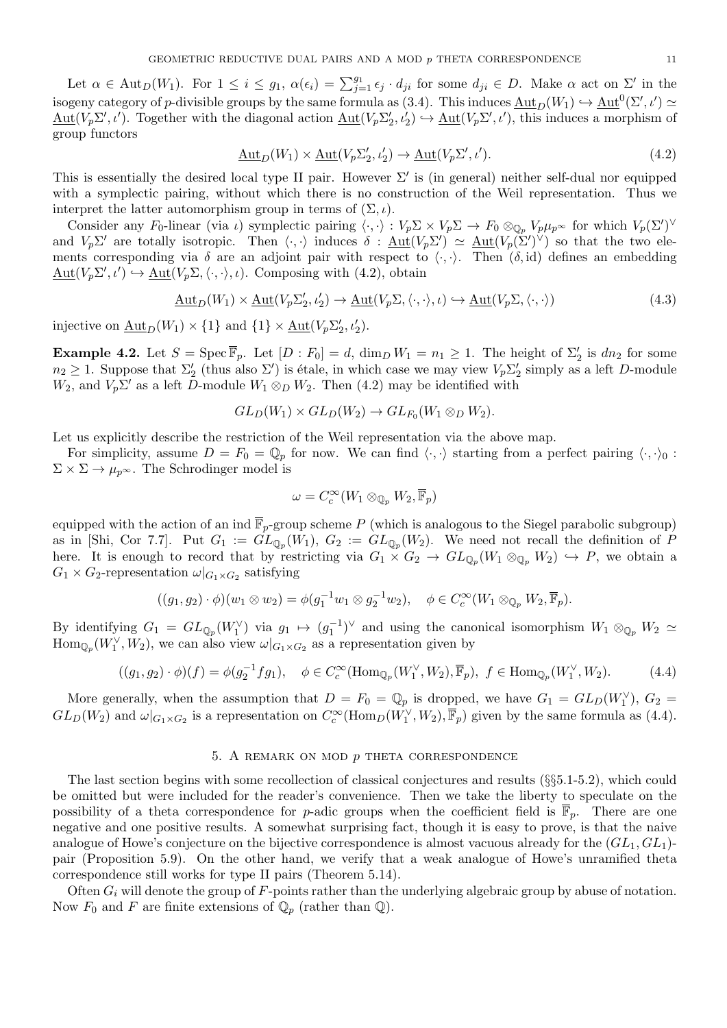Let $\alpha \in \mathrm{Aut}_D(W_1)$. For $1 \le i \le g_1$, $\alpha(\epsilon_i) = \sum_{j=1}^{g_1} \epsilon_j \cdot d_{ji}$ for some $d_{ji} \in D$. Make $\alpha$ act on $\Sigma'$ in the isogeny category of $p$-divisible groups by the same formula as (3.4). This induces $\underline{\mathrm{Aut}}_D(W_1) \hookrightarrow \underline{\mathrm{Aut}}^0(\Sigma', \iota') \simeq \underline{\mathrm{Aut}}(V_p\Sigma', \iota')$. Together with the diagonal action $\underline{\mathrm{Aut}}(V_p\Sigma'_2, \iota'_2) \hookrightarrow \underline{\mathrm{Aut}}(V_p\Sigma', \iota')$, this induces a morphism of group functors

$$\underline{\mathrm{Aut}}_D(W_1) \times \underline{\mathrm{Aut}}(V_p\Sigma'_2, \iota'_2) \to \underline{\mathrm{Aut}}(V_p\Sigma', \iota'). \tag{4.2}$$

This is essentially the desired local type II pair. However $\Sigma'$ is (in general) neither self-dual nor equipped with a symplectic pairing, without which there is no construction of the Weil representation. Thus we interpret the latter automorphism group in terms of $(\Sigma, \iota)$.

Consider any $F_0$-linear (via $\iota$) symplectic pairing $\langle \cdot, \cdot \rangle : V_p\Sigma \times V_p\Sigma \to F_0 \otimes_{\mathbb{Q}_p} V_p\mu_{p^\infty}$ for which $V_p(\Sigma')^\vee$ and $V_p\Sigma'$ are totally isotropic. Then $\langle \cdot, \cdot \rangle$ induces $\delta : \underline{\mathrm{Aut}}(V_p\Sigma') \simeq \underline{\mathrm{Aut}}(V_p(\Sigma')^\vee)$ so that the two elements corresponding via $\delta$ are an adjoint pair with respect to $\langle \cdot, \cdot \rangle$. Then $(\delta, \mathrm{id})$ defines an embedding $\underline{\mathrm{Aut}}(V_p\Sigma', \iota') \hookrightarrow \underline{\mathrm{Aut}}(V_p\Sigma, \langle \cdot, \cdot \rangle, \iota)$. Composing with (4.2), obtain

$$\underline{\mathrm{Aut}}_D(W_1) \times \underline{\mathrm{Aut}}(V_p\Sigma'_2, \iota'_2) \to \underline{\mathrm{Aut}}(V_p\Sigma, \langle \cdot, \cdot \rangle, \iota) \hookrightarrow \underline{\mathrm{Aut}}(V_p\Sigma, \langle \cdot, \cdot \rangle) \tag{4.3}$$

injective on $\underline{\mathrm{Aut}}_D(W_1) \times \{1\}$ and $\{1\} \times \underline{\mathrm{Aut}}(V_p\Sigma'_2, \iota'_2)$.

**Example 4.2.** Let $S = \mathrm{Spec}\,\overline{\mathbb{F}}_p$. Let $[D : F_0] = d$, $\dim_D W_1 = n_1 \ge 1$. The height of $\Sigma'_2$ is $dn_2$ for some $n_2 \ge 1$. Suppose that $\Sigma'_2$ (thus also $\Sigma'$) is étale, in which case we may view $V_p\Sigma'_2$ simply as a left $D$-module $W_2$, and $V_p\Sigma'$ as a left $D$-module $W_1 \otimes_D W_2$. Then (4.2) may be identified with

$$GL_D(W_1) \times GL_D(W_2) \to GL_{F_0}(W_1 \otimes_D W_2).$$

Let us explicitly describe the restriction of the Weil representation via the above map.

For simplicity, assume $D = F_0 = \mathbb{Q}_p$ for now. We can find $\langle \cdot, \cdot \rangle$ starting from a perfect pairing $\langle \cdot, \cdot \rangle_0 : \Sigma \times \Sigma \to \mu_{p^\infty}$. The Schrodinger model is

$$\omega = C_c^\infty(W_1 \otimes_{\mathbb{Q}_p} W_2, \overline{\mathbb{F}}_p)$$

equipped with the action of an ind $\overline{\mathbb{F}}_p$-group scheme $P$ (which is analogous to the Siegel parabolic subgroup) as in [Shi, Cor 7.7]. Put $G_1 := GL_{\mathbb{Q}_p}(W_1)$, $G_2 := GL_{\mathbb{Q}_p}(W_2)$. We need not recall the definition of $P$ here. It is enough to record that by restricting via $G_1 \times G_2 \to GL_{\mathbb{Q}_p}(W_1 \otimes_{\mathbb{Q}_p} W_2) \hookrightarrow P$, we obtain a $G_1 \times G_2$-representation $\omega|_{G_1 \times G_2}$ satisfying

$$((g_1, g_2) \cdot \phi)(w_1 \otimes w_2) = \phi(g_1^{-1}w_1 \otimes g_2^{-1}w_2), \quad \phi \in C_c^\infty(W_1 \otimes_{\mathbb{Q}_p} W_2, \overline{\mathbb{F}}_p).$$

By identifying $G_1 = GL_{\mathbb{Q}_p}(W_1^\vee)$ via $g_1 \mapsto (g_1^{-1})^\vee$ and using the canonical isomorphism $W_1 \otimes_{\mathbb{Q}_p} W_2 \simeq \mathrm{Hom}_{\mathbb{Q}_p}(W_1^\vee, W_2)$, we can also view $\omega|_{G_1 \times G_2}$ as a representation given by

$$((g_1, g_2) \cdot \phi)(f) = \phi(g_2^{-1} f g_1), \quad \phi \in C_c^\infty(\mathrm{Hom}_{\mathbb{Q}_p}(W_1^\vee, W_2), \overline{\mathbb{F}}_p),\ f \in \mathrm{Hom}_{\mathbb{Q}_p}(W_1^\vee, W_2). \tag{4.4}$$

More generally, when the assumption that $D = F_0 = \mathbb{Q}_p$ is dropped, we have $G_1 = GL_D(W_1^\vee)$, $G_2 = GL_D(W_2)$ and $\omega|_{G_1 \times G_2}$ is a representation on $C_c^\infty(\mathrm{Hom}_D(W_1^\vee, W_2), \overline{\mathbb{F}}_p)$ given by the same formula as (4.4).

## 5. A remark on mod $p$ theta correspondence

The last section begins with some recollection of classical conjectures and results (§§5.1-5.2), which could be omitted but were included for the reader's convenience. Then we take the liberty to speculate on the possibility of a theta correspondence for $p$-adic groups when the coefficient field is $\overline{\mathbb{F}}_p$. There are one negative and one positive results. A somewhat surprising fact, though it is easy to prove, is that the naive analogue of Howe's conjecture on the bijective correspondence is almost vacuous already for the $(GL_1, GL_1)$-pair (Proposition 5.9). On the other hand, we verify that a weak analogue of Howe's unramified theta correspondence still works for type II pairs (Theorem 5.14).

Often $G_i$ will denote the group of $F$-points rather than the underlying algebraic group by abuse of notation. Now $F_0$ and $F$ are finite extensions of $\mathbb{Q}_p$ (rather than $\mathbb{Q}$).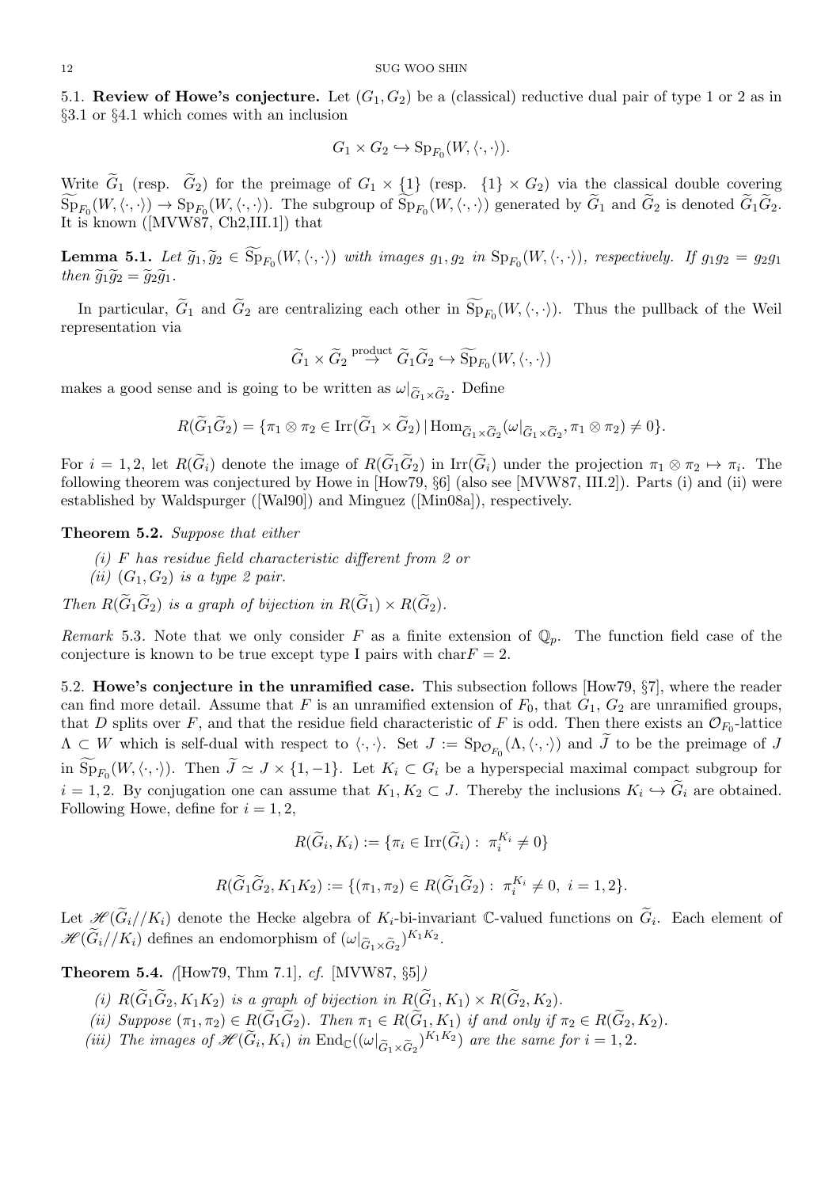5.1. **Review of Howe's conjecture.** Let $(G_1, G_2)$ be a (classical) reductive dual pair of type 1 or 2 as in §3.1 or §4.1 which comes with an inclusion

$$G_1 \times G_2 \hookrightarrow \mathrm{Sp}_{F_0}(W, \langle\cdot,\cdot\rangle).$$

Write $\widetilde{G}_1$ (resp. $\widetilde{G}_2$) for the preimage of $G_1 \times \{1\}$ (resp. $\{1\} \times G_2$) via the classical double covering $\widetilde{\mathrm{Sp}}_{F_0}(W, \langle\cdot,\cdot\rangle) \to \mathrm{Sp}_{F_0}(W, \langle\cdot,\cdot\rangle)$. The subgroup of $\widetilde{\mathrm{Sp}}_{F_0}(W, \langle\cdot,\cdot\rangle)$ generated by $\widetilde{G}_1$ and $\widetilde{G}_2$ is denoted $\widetilde{G}_1\widetilde{G}_2$. It is known ([MVW87, Ch2,III.1]) that

**Lemma 5.1.** *Let $\widetilde{g}_1, \widetilde{g}_2 \in \widetilde{\mathrm{Sp}}_{F_0}(W, \langle\cdot,\cdot\rangle)$ with images $g_1, g_2$ in $\mathrm{Sp}_{F_0}(W, \langle\cdot,\cdot\rangle)$, respectively. If $g_1 g_2 = g_2 g_1$ then $\widetilde{g}_1\widetilde{g}_2 = \widetilde{g}_2\widetilde{g}_1$.*

In particular, $\widetilde{G}_1$ and $\widetilde{G}_2$ are centralizing each other in $\widetilde{\mathrm{Sp}}_{F_0}(W, \langle\cdot,\cdot\rangle)$. Thus the pullback of the Weil representation via

$$\widetilde{G}_1 \times \widetilde{G}_2 \stackrel{\text{product}}{\to} \widetilde{G}_1\widetilde{G}_2 \hookrightarrow \widetilde{\mathrm{Sp}}_{F_0}(W, \langle\cdot,\cdot\rangle)$$

makes a good sense and is going to be written as $\omega|_{\widetilde{G}_1 \times \widetilde{G}_2}$. Define

$$R(\widetilde{G}_1\widetilde{G}_2) = \{\pi_1 \otimes \pi_2 \in \mathrm{Irr}(\widetilde{G}_1 \times \widetilde{G}_2) \,|\, \mathrm{Hom}_{\widetilde{G}_1 \times \widetilde{G}_2}(\omega|_{\widetilde{G}_1 \times \widetilde{G}_2}, \pi_1 \otimes \pi_2) \neq 0\}.$$

For $i = 1, 2$, let $R(\widetilde{G}_i)$ denote the image of $R(\widetilde{G}_1\widetilde{G}_2)$ in $\mathrm{Irr}(\widetilde{G}_i)$ under the projection $\pi_1 \otimes \pi_2 \mapsto \pi_i$. The following theorem was conjectured by Howe in [How79, §6] (also see [MVW87, III.2]). Parts (i) and (ii) were established by Waldspurger ([Wal90]) and Minguez ([Min08a]), respectively.

**Theorem 5.2.** *Suppose that either*

*(i) $F$ has residue field characteristic different from 2 or*
*(ii) $(G_1, G_2)$ is a type 2 pair.*

*Then $R(\widetilde{G}_1\widetilde{G}_2)$ is a graph of bijection in $R(\widetilde{G}_1) \times R(\widetilde{G}_2)$.*

*Remark* 5.3. Note that we only consider $F$ as a finite extension of $\mathbb{Q}_p$. The function field case of the conjecture is known to be true except type I pairs with $\mathrm{char} F = 2$.

5.2. **Howe's conjecture in the unramified case.** This subsection follows [How79, §7], where the reader can find more detail. Assume that $F$ is an unramified extension of $F_0$, that $G_1$, $G_2$ are unramified groups, that $D$ splits over $F$, and that the residue field characteristic of $F$ is odd. Then there exists an $\mathcal{O}_{F_0}$-lattice $\Lambda \subset W$ which is self-dual with respect to $\langle\cdot,\cdot\rangle$. Set $J := \mathrm{Sp}_{\mathcal{O}_{F_0}}(\Lambda, \langle\cdot,\cdot\rangle)$ and $\widetilde{J}$ to be the preimage of $J$ in $\widetilde{\mathrm{Sp}}_{F_0}(W, \langle\cdot,\cdot\rangle)$. Then $\widetilde{J} \simeq J \times \{1, -1\}$. Let $K_i \subset G_i$ be a hyperspecial maximal compact subgroup for $i = 1, 2$. By conjugation one can assume that $K_1, K_2 \subset J$. Thereby the inclusions $K_i \hookrightarrow \widetilde{G}_i$ are obtained. Following Howe, define for $i = 1, 2$,

$$R(\widetilde{G}_i, K_i) := \{\pi_i \in \mathrm{Irr}(\widetilde{G}_i) : \ \pi_i^{K_i} \neq 0\}$$

$$R(\widetilde{G}_1\widetilde{G}_2, K_1K_2) := \{(\pi_1, \pi_2) \in R(\widetilde{G}_1\widetilde{G}_2) : \ \pi_i^{K_i} \neq 0, \ i = 1, 2\}.$$

Let $\mathscr{H}(\widetilde{G}_i//K_i)$ denote the Hecke algebra of $K_i$-bi-invariant $\mathbb{C}$-valued functions on $\widetilde{G}_i$. Each element of $\mathscr{H}(\widetilde{G}_i//K_i)$ defines an endomorphism of $(\omega|_{\widetilde{G}_1 \times \widetilde{G}_2})^{K_1K_2}$.

**Theorem 5.4.** *([How79, Thm 7.1], cf. [MVW87, §5])*

*(i) $R(\widetilde{G}_1\widetilde{G}_2, K_1K_2)$ is a graph of bijection in $R(\widetilde{G}_1, K_1) \times R(\widetilde{G}_2, K_2)$.*
*(ii) Suppose $(\pi_1, \pi_2) \in R(\widetilde{G}_1\widetilde{G}_2)$. Then $\pi_1 \in R(\widetilde{G}_1, K_1)$ if and only if $\pi_2 \in R(\widetilde{G}_2, K_2)$.*
*(iii) The images of $\mathscr{H}(\widetilde{G}_i, K_i)$ in $\mathrm{End}_{\mathbb{C}}((\omega|_{\widetilde{G}_1 \times \widetilde{G}_2})^{K_1K_2})$ are the same for $i = 1, 2$.*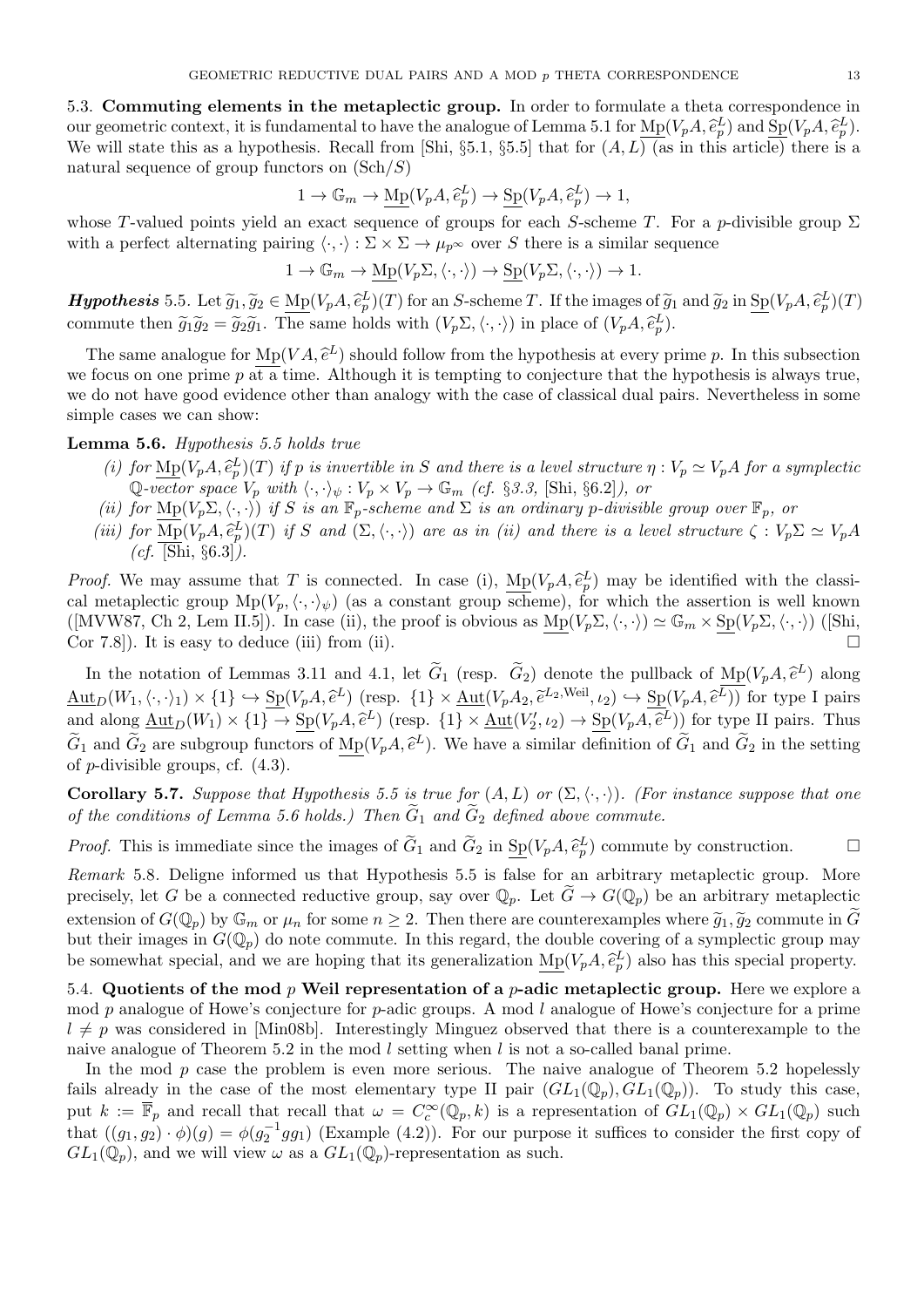**5.3. Commuting elements in the metaplectic group.** In order to formulate a theta correspondence in our geometric context, it is fundamental to have the analogue of Lemma 5.1 for $\underline{\mathrm{Mp}}(V_pA, \widehat{e}^L_p)$ and $\underline{\mathrm{Sp}}(V_pA, \widehat{e}^L_p)$. We will state this as a hypothesis. Recall from [Shi, §5.1, §5.5] that for $(A, L)$ (as in this article) there is a natural sequence of group functors on $(\mathrm{Sch}/S)$

$$1 \to \mathbb{G}_m \to \underline{\mathrm{Mp}}(V_pA, \widehat{e}^L_p) \to \underline{\mathrm{Sp}}(V_pA, \widehat{e}^L_p) \to 1,$$

whose $T$-valued points yield an exact sequence of groups for each $S$-scheme $T$. For a $p$-divisible group $\Sigma$ with a perfect alternating pairing $\langle\cdot,\cdot\rangle : \Sigma \times \Sigma \to \mu_{p^\infty}$ over $S$ there is a similar sequence

$$1 \to \mathbb{G}_m \to \underline{\mathrm{Mp}}(V_p\Sigma, \langle\cdot,\cdot\rangle) \to \underline{\mathrm{Sp}}(V_p\Sigma, \langle\cdot,\cdot\rangle) \to 1.$$

***Hypothesis* 5.5.** Let $\widetilde{g}_1, \widetilde{g}_2 \in \underline{\mathrm{Mp}}(V_pA, \widehat{e}^L_p)(T)$ for an $S$-scheme $T$. If the images of $\widetilde{g}_1$ and $\widetilde{g}_2$ in $\underline{\mathrm{Sp}}(V_pA, \widehat{e}^L_p)(T)$ commute then $\widetilde{g}_1\widetilde{g}_2 = \widetilde{g}_2\widetilde{g}_1$. The same holds with $(V_p\Sigma, \langle\cdot,\cdot\rangle)$ in place of $(V_pA, \widehat{e}^L_p)$.

The same analogue for $\underline{\mathrm{Mp}}(VA, \widehat{e}^L)$ should follow from the hypothesis at every prime $p$. In this subsection we focus on one prime $p$ at a time. Although it is tempting to conjecture that the hypothesis is always true, we do not have good evidence other than analogy with the case of classical dual pairs. Nevertheless in some simple cases we can show:

**Lemma 5.6.** *Hypothesis 5.5 holds true*

*(i) for $\underline{\mathrm{Mp}}(V_pA, \widehat{e}^L_p)(T)$ if $p$ is invertible in $S$ and there is a level structure $\eta : V_p \simeq V_pA$ for a symplectic $\mathbb{Q}$-vector space $V_p$ with $\langle\cdot,\cdot\rangle_\psi : V_p \times V_p \to \mathbb{G}_m$ (cf. §3.3, [Shi, §6.2]), or*

*(ii) for $\underline{\mathrm{Mp}}(V_p\Sigma, \langle\cdot,\cdot\rangle)$ if $S$ is an $\mathbb{F}_p$-scheme and $\Sigma$ is an ordinary $p$-divisible group over $\mathbb{F}_p$, or*

*(iii) for $\underline{\mathrm{Mp}}(V_pA, \widehat{e}^L_p)(T)$ if $S$ and $(\Sigma, \langle\cdot,\cdot\rangle)$ are as in (ii) and there is a level structure $\zeta : V_p\Sigma \simeq V_pA$ (cf. [Shi, §6.3]).*

*Proof.* We may assume that $T$ is connected. In case (i), $\underline{\mathrm{Mp}}(V_pA, \widehat{e}^L_p)$ may be identified with the classical metaplectic group $\mathrm{Mp}(V_p, \langle\cdot,\cdot\rangle_\psi)$ (as a constant group scheme), for which the assertion is well known ([MVW87, Ch 2, Lem II.5]). In case (ii), the proof is obvious as $\underline{\mathrm{Mp}}(V_p\Sigma, \langle\cdot,\cdot\rangle) \simeq \mathbb{G}_m \times \underline{\mathrm{Sp}}(V_p\Sigma, \langle\cdot,\cdot\rangle)$ ([Shi, Cor 7.8]). It is easy to deduce (iii) from (ii). □

In the notation of Lemmas 3.11 and 4.1, let $\widetilde{G}_1$ (resp. $\widetilde{G}_2$) denote the pullback of $\underline{\mathrm{Mp}}(V_pA, \widehat{e}^L)$ along $\underline{\mathrm{Aut}}_D(W_1, \langle\cdot,\cdot\rangle_1) \times \{1\} \hookrightarrow \underline{\mathrm{Sp}}(V_pA, \widehat{e}^L)$ (resp. $\{1\} \times \underline{\mathrm{Aut}}(V_pA_2, \widetilde{e}^{L_2,\mathrm{Weil}}, \iota_2) \hookrightarrow \underline{\mathrm{Sp}}(V_pA, \widehat{e}^L)$) for type I pairs and along $\underline{\mathrm{Aut}}_D(W_1) \times \{1\} \to \underline{\mathrm{Sp}}(V_pA, \widehat{e}^L)$ (resp. $\{1\} \times \underline{\mathrm{Aut}}(V'_2, \iota_2) \to \underline{\mathrm{Sp}}(V_pA, \widehat{e^L})$) for type II pairs. Thus $\widetilde{G}_1$ and $\widetilde{G}_2$ are subgroup functors of $\underline{\mathrm{Mp}}(V_pA, \widehat{e}^L)$. We have a similar definition of $\widetilde{G}_1$ and $\widetilde{G}_2$ in the setting of $p$-divisible groups, cf. (4.3).

**Corollary 5.7.** *Suppose that Hypothesis 5.5 is true for $(A, L)$ or $(\Sigma, \langle\cdot,\cdot\rangle)$. (For instance suppose that one of the conditions of Lemma 5.6 holds.) Then $\widetilde{G}_1$ and $\widetilde{G}_2$ defined above commute.*

*Proof.* This is immediate since the images of $\widetilde{G}_1$ and $\widetilde{G}_2$ in $\underline{\mathrm{Sp}}(V_pA, \widehat{e}^L_p)$ commute by construction. □

*Remark* 5.8. Deligne informed us that Hypothesis 5.5 is false for an arbitrary metaplectic group. More precisely, let $G$ be a connected reductive group, say over $\mathbb{Q}_p$. Let $\widetilde{G} \to G(\mathbb{Q}_p)$ be an arbitrary metaplectic extension of $G(\mathbb{Q}_p)$ by $\mathbb{G}_m$ or $\mu_n$ for some $n \geq 2$. Then there are counterexamples where $\widetilde{g}_1, \widetilde{g}_2$ commute in $\widetilde{G}$ but their images in $G(\mathbb{Q}_p)$ do note commute. In this regard, the double covering of a symplectic group may be somewhat special, and we are hoping that its generalization $\underline{\mathrm{Mp}}(V_pA, \widehat{e}^L_p)$ also has this special property.

**5.4. Quotients of the mod $p$ Weil representation of a $p$-adic metaplectic group.** Here we explore a mod $p$ analogue of Howe's conjecture for $p$-adic groups. A mod $l$ analogue of Howe's conjecture for a prime $l \neq p$ was considered in [Min08b]. Interestingly Minguez observed that there is a counterexample to the naive analogue of Theorem 5.2 in the mod $l$ setting when $l$ is not a so-called banal prime.

In the mod $p$ case the problem is even more serious. The naive analogue of Theorem 5.2 hopelessly fails already in the case of the most elementary type II pair $(GL_1(\mathbb{Q}_p), GL_1(\mathbb{Q}_p))$. To study this case, put $k := \overline{\mathbb{F}}_p$ and recall that recall that $\omega = C^\infty_c(\mathbb{Q}_p, k)$ is a representation of $GL_1(\mathbb{Q}_p) \times GL_1(\mathbb{Q}_p)$ such that $((g_1, g_2) \cdot \phi)(g) = \phi(g_2^{-1}gg_1)$ (Example (4.2)). For our purpose it suffices to consider the first copy of $GL_1(\mathbb{Q}_p)$, and we will view $\omega$ as a $GL_1(\mathbb{Q}_p)$-representation as such.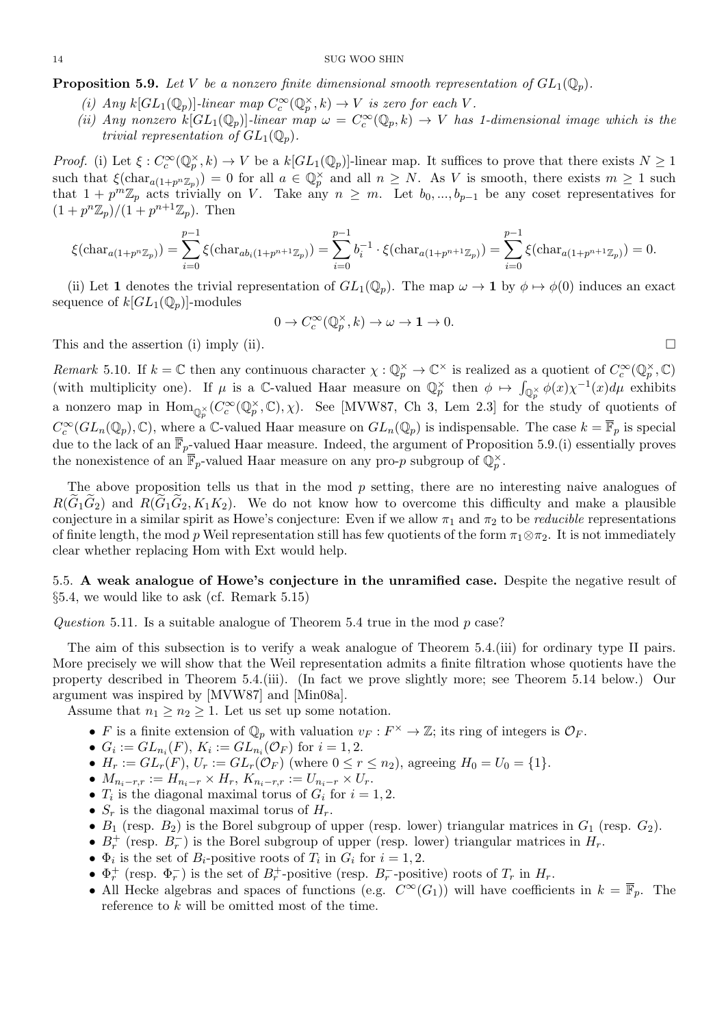**Proposition 5.9.** *Let $V$ be a nonzero finite dimensional smooth representation of $GL_1(\mathbb{Q}_p)$.*

*(i) Any $k[GL_1(\mathbb{Q}_p)]$-linear map $C_c^\infty(\mathbb{Q}_p^\times, k) \to V$ is zero for each $V$.*

*(ii) Any nonzero $k[GL_1(\mathbb{Q}_p)]$-linear map $\omega = C_c^\infty(\mathbb{Q}_p, k) \to V$ has 1-dimensional image which is the trivial representation of $GL_1(\mathbb{Q}_p)$.*

*Proof.* (i) Let $\xi : C_c^\infty(\mathbb{Q}_p^\times, k) \to V$ be a $k[GL_1(\mathbb{Q}_p)]$-linear map. It suffices to prove that there exists $N \geq 1$ such that $\xi(\mathrm{char}_{a(1+p^n\mathbb{Z}_p)}) = 0$ for all $a \in \mathbb{Q}_p^\times$ and all $n \geq N$. As $V$ is smooth, there exists $m \geq 1$ such that $1 + p^m\mathbb{Z}_p$ acts trivially on $V$. Take any $n \geq m$. Let $b_0, ..., b_{p-1}$ be any coset representatives for $(1 + p^n\mathbb{Z}_p)/(1 + p^{n+1}\mathbb{Z}_p)$. Then

$$\xi(\mathrm{char}_{a(1+p^n\mathbb{Z}_p)}) = \sum_{i=0}^{p-1} \xi(\mathrm{char}_{ab_i(1+p^{n+1}\mathbb{Z}_p)}) = \sum_{i=0}^{p-1} b_i^{-1} \cdot \xi(\mathrm{char}_{a(1+p^{n+1}\mathbb{Z}_p)}) = \sum_{i=0}^{p-1} \xi(\mathrm{char}_{a(1+p^{n+1}\mathbb{Z}_p)}) = 0.$$

(ii) Let $\mathbf{1}$ denotes the trivial representation of $GL_1(\mathbb{Q}_p)$. The map $\omega \to \mathbf{1}$ by $\phi \mapsto \phi(0)$ induces an exact sequence of $k[GL_1(\mathbb{Q}_p)]$-modules

$$0 \to C_c^\infty(\mathbb{Q}_p^\times, k) \to \omega \to \mathbf{1} \to 0.$$

This and the assertion (i) imply (ii). $\square$

*Remark* 5.10. If $k = \mathbb{C}$ then any continuous character $\chi : \mathbb{Q}_p^\times \to \mathbb{C}^\times$ is realized as a quotient of $C_c^\infty(\mathbb{Q}_p^\times, \mathbb{C})$ (with multiplicity one). If $\mu$ is a $\mathbb{C}$-valued Haar measure on $\mathbb{Q}_p^\times$ then $\phi \mapsto \int_{\mathbb{Q}_p^\times} \phi(x)\chi^{-1}(x)d\mu$ exhibits a nonzero map in $\mathrm{Hom}_{\mathbb{Q}_p^\times}(C_c^\infty(\mathbb{Q}_p^\times, \mathbb{C}), \chi)$. See [MVW87, Ch 3, Lem 2.3] for the study of quotients of $C_c^\infty(GL_n(\mathbb{Q}_p), \mathbb{C})$, where a $\mathbb{C}$-valued Haar measure on $GL_n(\mathbb{Q}_p)$ is indispensable. The case $k = \overline{\mathbb{F}}_p$ is special due to the lack of an $\overline{\mathbb{F}}_p$-valued Haar measure. Indeed, the argument of Proposition 5.9.(i) essentially proves the nonexistence of an $\overline{\mathbb{F}}_p$-valued Haar measure on any pro-$p$ subgroup of $\mathbb{Q}_p^\times$.

The above proposition tells us that in the mod $p$ setting, there are no interesting naive analogues of $R(\widetilde{G}_1\widetilde{G}_2)$ and $R(\widetilde{G}_1\widetilde{G}_2, K_1K_2)$. We do not know how to overcome this difficulty and make a plausible conjecture in a similar spirit as Howe's conjecture: Even if we allow $\pi_1$ and $\pi_2$ to be *reducible* representations of finite length, the mod $p$ Weil representation still has few quotients of the form $\pi_1 \otimes \pi_2$. It is not immediately clear whether replacing Hom with Ext would help.

### 5.5. A weak analogue of Howe's conjecture in the unramified case.

Despite the negative result of §5.4, we would like to ask (cf. Remark 5.15)

*Question* 5.11. Is a suitable analogue of Theorem 5.4 true in the mod $p$ case?

The aim of this subsection is to verify a weak analogue of Theorem 5.4.(iii) for ordinary type II pairs. More precisely we will show that the Weil representation admits a finite filtration whose quotients have the property described in Theorem 5.4.(iii). (In fact we prove slightly more; see Theorem 5.14 below.) Our argument was inspired by [MVW87] and [Min08a].

Assume that $n_1 \geq n_2 \geq 1$. Let us set up some notation.

- $F$ is a finite extension of $\mathbb{Q}_p$ with valuation $v_F : F^\times \to \mathbb{Z}$; its ring of integers is $\mathcal{O}_F$.
- $G_i := GL_{n_i}(F)$, $K_i := GL_{n_i}(\mathcal{O}_F)$ for $i = 1, 2$.
- $H_r := GL_r(F)$, $U_r := GL_r(\mathcal{O}_F)$ (where $0 \leq r \leq n_2$), agreeing $H_0 = U_0 = \{1\}$.
- $M_{n_i-r,r} := H_{n_i-r} \times H_r$, $K_{n_i-r,r} := U_{n_i-r} \times U_r$.
- $T_i$ is the diagonal maximal torus of $G_i$ for $i = 1, 2$.
- $S_r$ is the diagonal maximal torus of $H_r$.
- $B_1$ (resp. $B_2$) is the Borel subgroup of upper (resp. lower) triangular matrices in $G_1$ (resp. $G_2$).
- $B_r^+$ (resp. $B_r^-$) is the Borel subgroup of upper (resp. lower) triangular matrices in $H_r$.
- $\Phi_i$ is the set of $B_i$-positive roots of $T_i$ in $G_i$ for $i = 1, 2$.
- $\Phi_r^+$ (resp. $\Phi_r^-$) is the set of $B_r^+$-positive (resp. $B_r^-$-positive) roots of $T_r$ in $H_r$.
- All Hecke algebras and spaces of functions (e.g. $C^\infty(G_1)$) will have coefficients in $k = \overline{\mathbb{F}}_p$. The reference to $k$ will be omitted most of the time.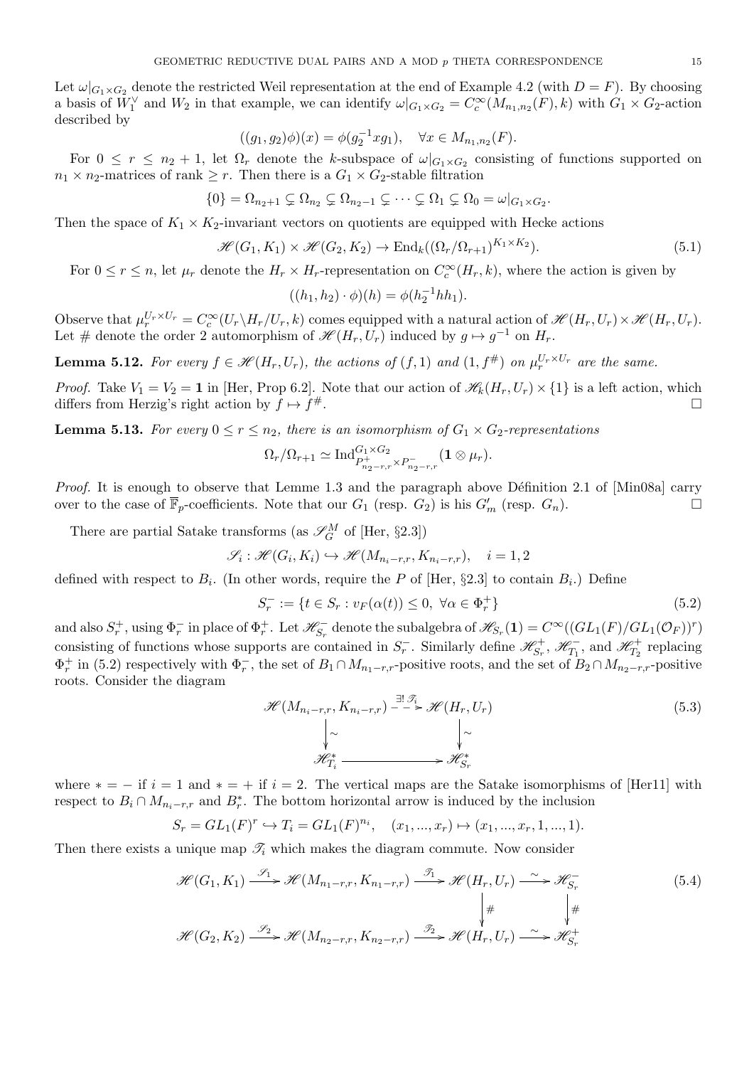Let $\omega|_{G_1\times G_2}$ denote the restricted Weil representation at the end of Example 4.2 (with $D = F$). By choosing a basis of $W_1^\vee$ and $W_2$ in that example, we can identify $\omega|_{G_1\times G_2} = C_c^\infty(M_{n_1,n_2}(F), k)$ with $G_1 \times G_2$-action described by

$$((g_1, g_2)\phi)(x) = \phi(g_2^{-1} x g_1), \quad \forall x \in M_{n_1,n_2}(F).$$

For $0 \le r \le n_2 + 1$, let $\Omega_r$ denote the $k$-subspace of $\omega|_{G_1\times G_2}$ consisting of functions supported on $n_1 \times n_2$-matrices of rank $\ge r$. Then there is a $G_1 \times G_2$-stable filtration

$$\{0\} = \Omega_{n_2+1} \subsetneq \Omega_{n_2} \subsetneq \Omega_{n_2-1} \subsetneq \cdots \subsetneq \Omega_1 \subsetneq \Omega_0 = \omega|_{G_1\times G_2}.$$

Then the space of $K_1 \times K_2$-invariant vectors on quotients are equipped with Hecke actions

$$\mathscr{H}(G_1, K_1) \times \mathscr{H}(G_2, K_2) \to \mathrm{End}_k((\Omega_r/\Omega_{r+1})^{K_1\times K_2}). \tag{5.1}$$

For $0 \le r \le n$, let $\mu_r$ denote the $H_r \times H_r$-representation on $C_c^\infty(H_r, k)$, where the action is given by

$$((h_1, h_2)\cdot \phi)(h) = \phi(h_2^{-1} h h_1).$$

Observe that $\mu_r^{U_r\times U_r} = C_c^\infty(U_r\backslash H_r/U_r, k)$ comes equipped with a natural action of $\mathscr{H}(H_r, U_r) \times \mathscr{H}(H_r, U_r)$. Let $\#$ denote the order 2 automorphism of $\mathscr{H}(H_r, U_r)$ induced by $g \mapsto g^{-1}$ on $H_r$.

**Lemma 5.12.** *For every $f \in \mathscr{H}(H_r, U_r)$, the actions of $(f, 1)$ and $(1, f^\#)$ on $\mu_r^{U_r\times U_r}$ are the same.*

*Proof.* Take $V_1 = V_2 = \mathbf{1}$ in [Her, Prop 6.2]. Note that our action of $\mathscr{H}_k(H_r, U_r) \times \{1\}$ is a left action, which differs from Herzig's right action by $f \mapsto f^\#$. □

**Lemma 5.13.** *For every $0 \le r \le n_2$, there is an isomorphism of $G_1 \times G_2$-representations*

$$\Omega_r/\Omega_{r+1} \simeq \mathrm{Ind}_{P^+_{n_2-r,r}\times P^-_{n_2-r,r}}^{G_1\times G_2}(\mathbf{1} \otimes \mu_r).$$

*Proof.* It is enough to observe that Lemme 1.3 and the paragraph above Définition 2.1 of [Min08a] carry over to the case of $\overline{\mathbb{F}}_p$-coefficients. Note that our $G_1$ (resp. $G_2$) is his $G'_m$ (resp. $G_n$). □

There are partial Satake transforms (as $\mathscr{S}_G^M$ of [Her, §2.3])

$$\mathscr{S}_i : \mathscr{H}(G_i, K_i) \hookrightarrow \mathscr{H}(M_{n_i-r,r}, K_{n_i-r,r}), \quad i = 1, 2$$

defined with respect to $B_i$. (In other words, require the $P$ of [Her, §2.3] to contain $B_i$.) Define

$$S_r^- := \{t \in S_r : v_F(\alpha(t)) \le 0, \ \forall \alpha \in \Phi_r^+\} \tag{5.2}$$

and also $S_r^+$, using $\Phi_r^-$ in place of $\Phi_r^+$. Let $\mathscr{H}_{S_r}^-$ denote the subalgebra of $\mathscr{H}_{S_r}(\mathbf{1}) = C^\infty((GL_1(F)/GL_1(\mathcal{O}_F))^r)$ consisting of functions whose supports are contained in $S_r^-$. Similarly define $\mathscr{H}_{S_r}^+$, $\mathscr{H}_{T_1}^-$, and $\mathscr{H}_{T_2}^+$ replacing $\Phi_r^+$ in (5.2) respectively with $\Phi_r^-$, the set of $B_1 \cap M_{n_1-r,r}$-positive roots, and the set of $B_2 \cap M_{n_2-r,r}$-positive roots. Consider the diagram

$$\begin{array}{ccc} \mathscr{H}(M_{n_i-r,r}, K_{n_i-r,r}) & \overset{\exists!\, \mathscr{T}_i}{\dashrightarrow} & \mathscr{H}(H_r, U_r) \\ \downarrow \sim & & \downarrow \sim \\ \mathscr{H}_{T_i}^* & \longrightarrow & \mathscr{H}_{S_r}^* \end{array} \tag{5.3}$$

where $* = -$ if $i = 1$ and $* = +$ if $i = 2$. The vertical maps are the Satake isomorphisms of [Her11] with respect to $B_i \cap M_{n_i-r,r}$ and $B_r^*$. The bottom horizontal arrow is induced by the inclusion

$$S_r = GL_1(F)^r \hookrightarrow T_i = GL_1(F)^{n_i}, \quad (x_1, ..., x_r) \mapsto (x_1, ..., x_r, 1, ..., 1).$$

Then there exists a unique map $\mathscr{T}_i$ which makes the diagram commute. Now consider

$$\begin{array}{ccccccc} \mathscr{H}(G_1, K_1) & \xrightarrow{\mathscr{S}_1} & \mathscr{H}(M_{n_1-r,r}, K_{n_1-r,r}) & \xrightarrow{\mathscr{T}_1} & \mathscr{H}(H_r, U_r) & \xrightarrow{\sim} & \mathscr{H}_{S_r}^- \\ & & & & \downarrow \# & & \downarrow \# \\ \mathscr{H}(G_2, K_2) & \xrightarrow{\mathscr{S}_2} & \mathscr{H}(M_{n_2-r,r}, K_{n_2-r,r}) & \xrightarrow{\mathscr{T}_2} & \mathscr{H}(H_r, U_r) & \xrightarrow{\sim} & \mathscr{H}_{S_r}^+ \end{array} \tag{5.4}$$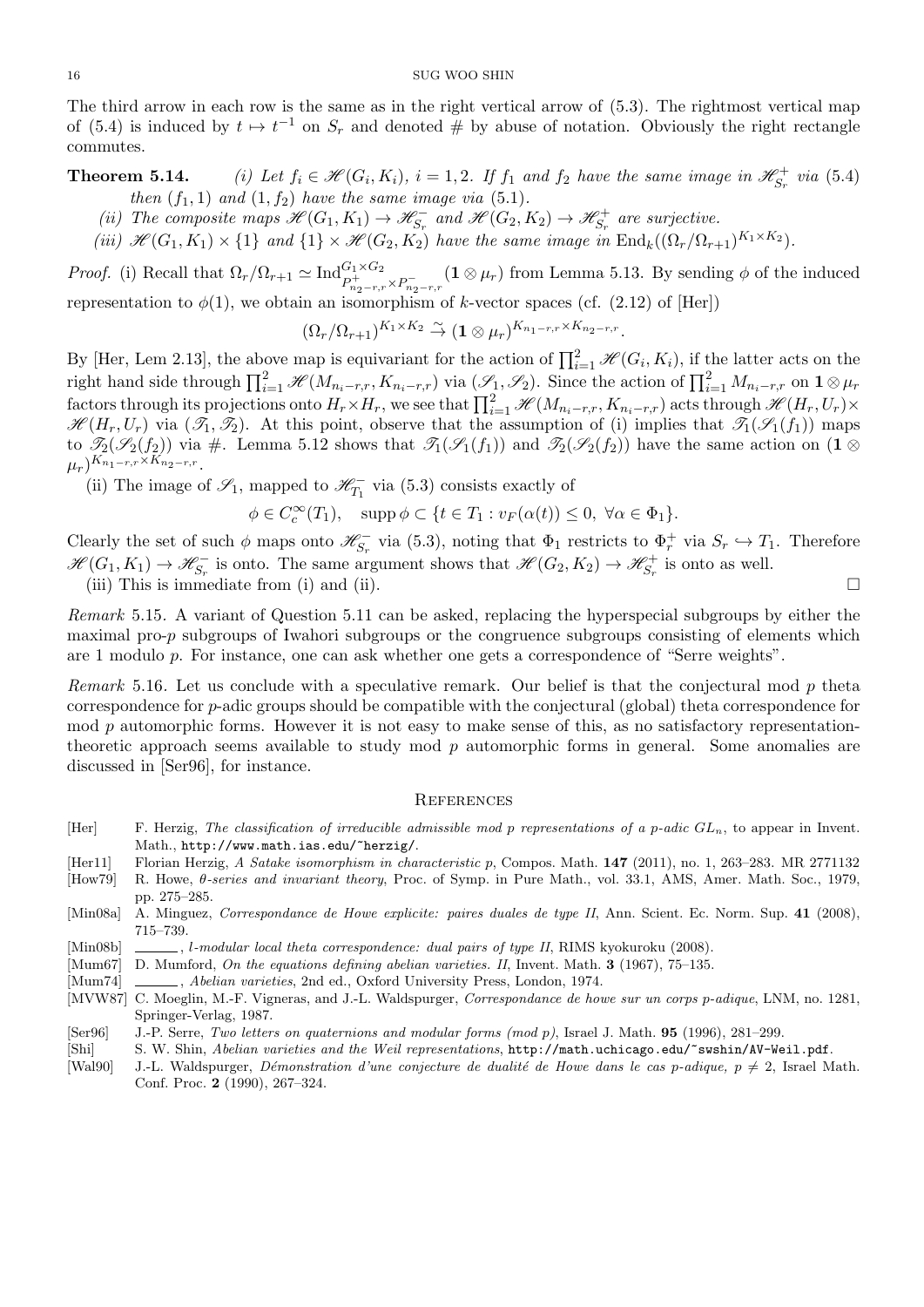The third arrow in each row is the same as in the right vertical arrow of (5.3). The rightmost vertical map of (5.4) is induced by $t \mapsto t^{-1}$ on $S_r$ and denoted $\#$ by abuse of notation. Obviously the right rectangle commutes.

**Theorem 5.14.** *(i) Let $f_i \in \mathscr{H}(G_i, K_i)$, $i = 1, 2$. If $f_1$ and $f_2$ have the same image in $\mathscr{H}^+_{S_r}$ via (5.4) then $(f_1, 1)$ and $(1, f_2)$ have the same image via (5.1).*

*(ii) The composite maps $\mathscr{H}(G_1, K_1) \to \mathscr{H}^-_{S_r}$ and $\mathscr{H}(G_2, K_2) \to \mathscr{H}^+_{S_r}$ are surjective.*

*(iii) $\mathscr{H}(G_1, K_1) \times \{1\}$ and $\{1\} \times \mathscr{H}(G_2, K_2)$ have the same image in $\mathrm{End}_k((\Omega_r/\Omega_{r+1})^{K_1 \times K_2})$.*

*Proof.* (i) Recall that $\Omega_r/\Omega_{r+1} \simeq \mathrm{Ind}^{G_1 \times G_2}_{P^+_{n_2-r,r} \times P^-_{n_2-r,r}} (\mathbf{1} \otimes \mu_r)$ from Lemma 5.13. By sending $\phi$ of the induced representation to $\phi(1)$, we obtain an isomorphism of $k$-vector spaces (cf. (2.12) of [Her])

$$(\Omega_r/\Omega_{r+1})^{K_1 \times K_2} \overset{\sim}{\to} (\mathbf{1} \otimes \mu_r)^{K_{n_1-r,r} \times K_{n_2-r,r}}.$$

By [Her, Lem 2.13], the above map is equivariant for the action of $\prod_{i=1}^2 \mathscr{H}(G_i, K_i)$, if the latter acts on the right hand side through $\prod_{i=1}^2 \mathscr{H}(M_{n_i-r,r}, K_{n_i-r,r})$ via $(\mathscr{S}_1, \mathscr{S}_2)$. Since the action of $\prod_{i=1}^2 M_{n_i-r,r}$ on $\mathbf{1} \otimes \mu_r$ factors through its projections onto $H_r \times H_r$, we see that $\prod_{i=1}^2 \mathscr{H}(M_{n_i-r,r}, K_{n_i-r,r})$ acts through $\mathscr{H}(H_r, U_r) \times \mathscr{H}(H_r, U_r)$ via $(\mathscr{T}_1, \mathscr{T}_2)$. At this point, observe that the assumption of (i) implies that $\mathscr{T}_1(\mathscr{S}_1(f_1))$ maps to $\mathscr{T}_2(\mathscr{S}_2(f_2))$ via $\#$. Lemma 5.12 shows that $\mathscr{T}_1(\mathscr{S}_1(f_1))$ and $\mathscr{T}_2(\mathscr{S}_2(f_2))$ have the same action on $(\mathbf{1} \otimes \mu_r)^{K_{n_1-r,r} \times K_{n_2-r,r}}$.

(ii) The image of $\mathscr{S}_1$, mapped to $\mathscr{H}^-_{T_1}$ via (5.3) consists exactly of

$$\phi \in C_c^\infty(T_1), \quad \mathrm{supp}\,\phi \subset \{t \in T_1 : v_F(\alpha(t)) \le 0, \ \forall \alpha \in \Phi_1\}.$$

Clearly the set of such $\phi$ maps onto $\mathscr{H}^-_{S_r}$ via (5.3), noting that $\Phi_1$ restricts to $\Phi^+_r$ via $S_r \hookrightarrow T_1$. Therefore $\mathscr{H}(G_1, K_1) \to \mathscr{H}^-_{S_r}$ is onto. The same argument shows that $\mathscr{H}(G_2, K_2) \to \mathscr{H}^+_{S_r}$ is onto as well.

(iii) This is immediate from (i) and (ii). $\square$

*Remark* 5.15. A variant of Question 5.11 can be asked, replacing the hyperspecial subgroups by either the maximal pro-$p$ subgroups of Iwahori subgroups or the congruence subgroups consisting of elements which are 1 modulo $p$. For instance, one can ask whether one gets a correspondence of "Serre weights".

*Remark* 5.16. Let us conclude with a speculative remark. Our belief is that the conjectural mod $p$ theta correspondence for $p$-adic groups should be compatible with the conjectural (global) theta correspondence for mod $p$ automorphic forms. However it is not easy to make sense of this, as no satisfactory representation-theoretic approach seems available to study mod $p$ automorphic forms in general. Some anomalies are discussed in [Ser96], for instance.

## References

[Her] F. Herzig, *The classification of irreducible admissible mod p representations of a p-adic $GL_n$*, to appear in Invent. Math., http://www.math.ias.edu/~herzig/.

[Her11] Florian Herzig, *A Satake isomorphism in characteristic p*, Compos. Math. **147** (2011), no. 1, 263–283. MR 2771132

[How79] R. Howe, *θ-series and invariant theory*, Proc. of Symp. in Pure Math., vol. 33.1, AMS, Amer. Math. Soc., 1979, pp. 275–285.

[Min08a] A. Minguez, *Correspondance de Howe explicite: paires duales de type II*, Ann. Scient. Ec. Norm. Sup. **41** (2008), 715–739.

[Min08b] ______, *l-modular local theta correspondence: dual pairs of type II*, RIMS kyokuroku (2008).

[Mum67] D. Mumford, *On the equations defining abelian varieties. II*, Invent. Math. **3** (1967), 75–135.

[Mum74] ______, *Abelian varieties*, 2nd ed., Oxford University Press, London, 1974.

[MVW87] C. Moeglin, M.-F. Vigneras, and J.-L. Waldspurger, *Correspondance de howe sur un corps p-adique*, LNM, no. 1281, Springer-Verlag, 1987.

[Ser96] J.-P. Serre, *Two letters on quaternions and modular forms (mod p)*, Israel J. Math. **95** (1996), 281–299.

[Shi] S. W. Shin, *Abelian varieties and the Weil representations*, http://math.uchicago.edu/~swshin/AV-Weil.pdf.

[Wal90] J.-L. Waldspurger, *Démonstration d'une conjecture de dualité de Howe dans le cas p-adique, p ≠ 2*, Israel Math. Conf. Proc. **2** (1990), 267–324.